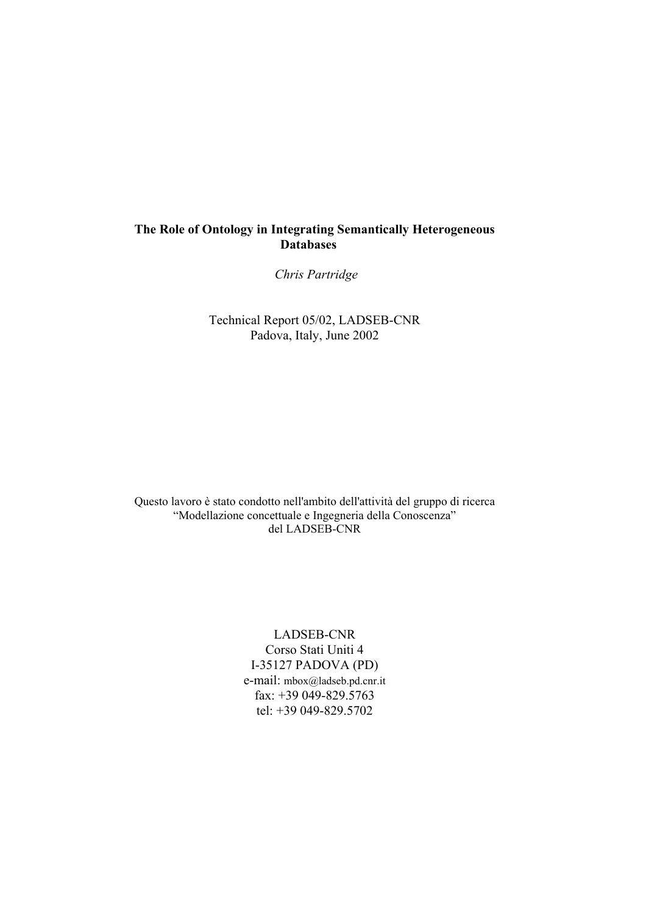# The Role of Ontology in Integrating Semantically Heterogeneous Databases

*Chris Partridge*

Technical Report 05/02, LADSEB-CNR
Padova, Italy, June 2002

Questo lavoro è stato condotto nell'ambito dell'attività del gruppo di ricerca
"Modellazione concettuale e Ingegneria della Conoscenza"
del LADSEB-CNR

LADSEB-CNR
Corso Stati Uniti 4
I-35127 PADOVA (PD)
e-mail: mbox@ladseb.pd.cnr.it
fax: +39 049-829.5763
tel: +39 049-829.5702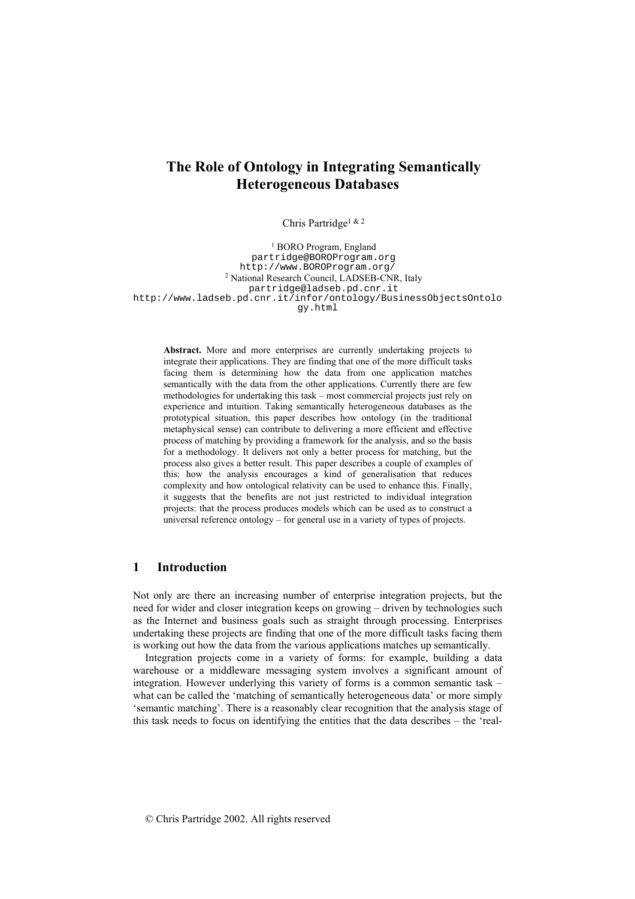# The Role of Ontology in Integrating Semantically Heterogeneous Databases

Chris Partridge[1 & 2]

[1] BORO Program, England
partridge@BOROProgram.org
http://www.BOROProgram.org/
[2] National Research Council, LADSEB-CNR, Italy
partridge@ladseb.pd.cnr.it
http://www.ladseb.pd.cnr.it/infor/ontology/BusinessObjectsOntology.html

**Abstract.** More and more enterprises are currently undertaking projects to integrate their applications. They are finding that one of the more difficult tasks facing them is determining how the data from one application matches semantically with the data from the other applications. Currently there are few methodologies for undertaking this task – most commercial projects just rely on experience and intuition. Taking semantically heterogeneous databases as the prototypical situation, this paper describes how ontology (in the traditional metaphysical sense) can contribute to delivering a more efficient and effective process of matching by providing a framework for the analysis, and so the basis for a methodology. It delivers not only a better process for matching, but the process also gives a better result. This paper describes a couple of examples of this: how the analysis encourages a kind of generalisation that reduces complexity and how ontological relativity can be used to enhance this. Finally, it suggests that the benefits are not just restricted to individual integration projects: that the process produces models which can be used as to construct a universal reference ontology – for general use in a variety of types of projects.

## 1 Introduction

Not only are there an increasing number of enterprise integration projects, but the need for wider and closer integration keeps on growing – driven by technologies such as the Internet and business goals such as straight through processing. Enterprises undertaking these projects are finding that one of the more difficult tasks facing them is working out how the data from the various applications matches up semantically.

Integration projects come in a variety of forms: for example, building a data warehouse or a middleware messaging system involves a significant amount of integration. However underlying this variety of forms is a common semantic task – what can be called the 'matching of semantically heterogeneous data' or more simply 'semantic matching'. There is a reasonably clear recognition that the analysis stage of this task needs to focus on identifying the entities that the data describes – the 'real-

© Chris Partridge 2002. All rights reserved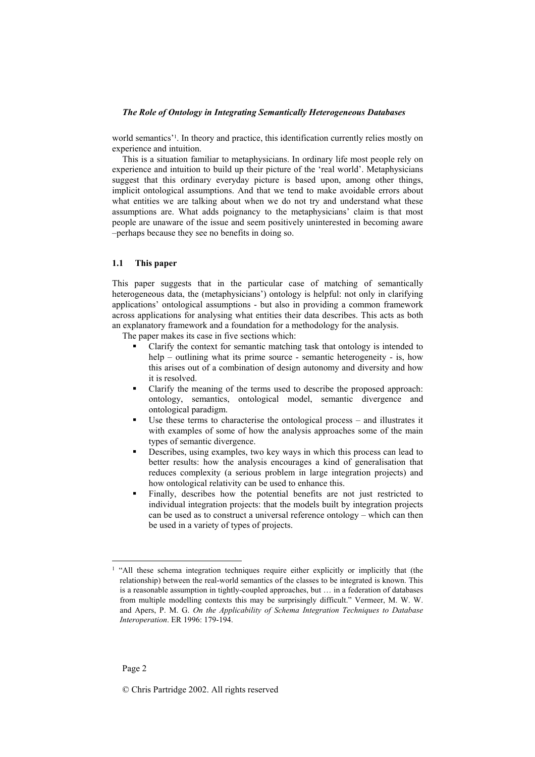world semantics'[1]. In theory and practice, this identification currently relies mostly on experience and intuition.

This is a situation familiar to metaphysicians. In ordinary life most people rely on experience and intuition to build up their picture of the 'real world'. Metaphysicians suggest that this ordinary everyday picture is based upon, among other things, implicit ontological assumptions. And that we tend to make avoidable errors about what entities we are talking about when we do not try and understand what these assumptions are. What adds poignancy to the metaphysicians' claim is that most people are unaware of the issue and seem positively uninterested in becoming aware –perhaps because they see no benefits in doing so.

### 1.1 This paper

This paper suggests that in the particular case of matching of semantically heterogeneous data, the (metaphysicians') ontology is helpful: not only in clarifying applications' ontological assumptions - but also in providing a common framework across applications for analysing what entities their data describes. This acts as both an explanatory framework and a foundation for a methodology for the analysis.

The paper makes its case in five sections which:

- Clarify the context for semantic matching task that ontology is intended to help – outlining what its prime source - semantic heterogeneity - is, how this arises out of a combination of design autonomy and diversity and how it is resolved.
- Clarify the meaning of the terms used to describe the proposed approach: ontology, semantics, ontological model, semantic divergence and ontological paradigm.
- Use these terms to characterise the ontological process – and illustrates it with examples of some of how the analysis approaches some of the main types of semantic divergence.
- Describes, using examples, two key ways in which this process can lead to better results: how the analysis encourages a kind of generalisation that reduces complexity (a serious problem in large integration projects) and how ontological relativity can be used to enhance this.
- Finally, describes how the potential benefits are not just restricted to individual integration projects: that the models built by integration projects can be used as to construct a universal reference ontology – which can then be used in a variety of types of projects.

[1] "All these schema integration techniques require either explicitly or implicitly that (the relationship) between the real-world semantics of the classes to be integrated is known. This is a reasonable assumption in tightly-coupled approaches, but … in a federation of databases from multiple modelling contexts this may be surprisingly difficult." Vermeer, M. W. W. and Apers, P. M. G. *On the Applicability of Schema Integration Techniques to Database Interoperation*. ER 1996: 179-194.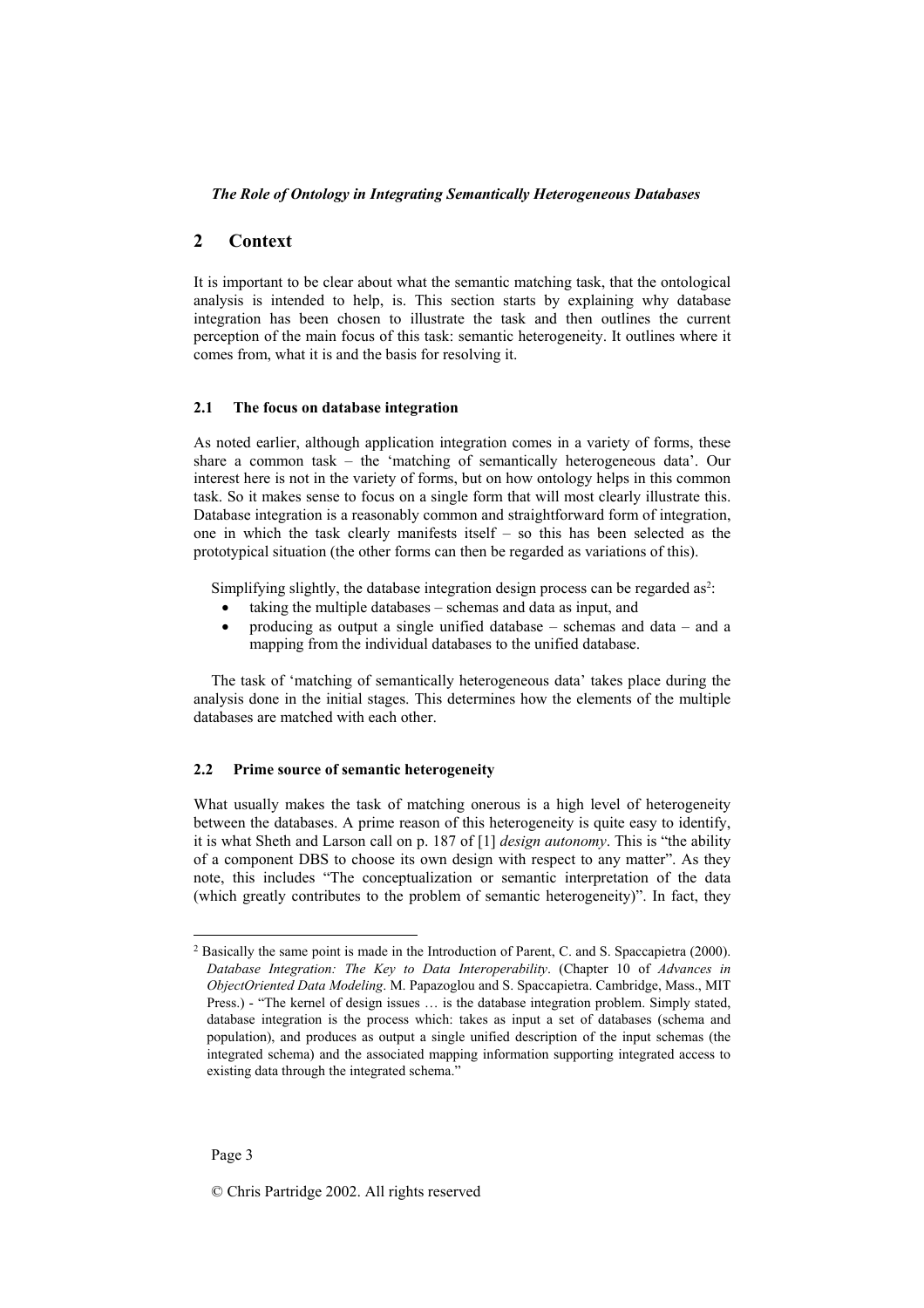## 2 Context

It is important to be clear about what the semantic matching task, that the ontological analysis is intended to help, is. This section starts by explaining why database integration has been chosen to illustrate the task and then outlines the current perception of the main focus of this task: semantic heterogeneity. It outlines where it comes from, what it is and the basis for resolving it.

### 2.1 The focus on database integration

As noted earlier, although application integration comes in a variety of forms, these share a common task – the 'matching of semantically heterogeneous data'. Our interest here is not in the variety of forms, but on how ontology helps in this common task. So it makes sense to focus on a single form that will most clearly illustrate this. Database integration is a reasonably common and straightforward form of integration, one in which the task clearly manifests itself – so this has been selected as the prototypical situation (the other forms can then be regarded as variations of this).

Simplifying slightly, the database integration design process can be regarded as[2]:

- taking the multiple databases – schemas and data as input, and
- producing as output a single unified database – schemas and data – and a mapping from the individual databases to the unified database.

The task of 'matching of semantically heterogeneous data' takes place during the analysis done in the initial stages. This determines how the elements of the multiple databases are matched with each other.

### 2.2 Prime source of semantic heterogeneity

What usually makes the task of matching onerous is a high level of heterogeneity between the databases. A prime reason of this heterogeneity is quite easy to identify, it is what Sheth and Larson call on p. 187 of [1] *design autonomy*. This is "the ability of a component DBS to choose its own design with respect to any matter". As they note, this includes "The conceptualization or semantic interpretation of the data (which greatly contributes to the problem of semantic heterogeneity)". In fact, they

[2] Basically the same point is made in the Introduction of Parent, C. and S. Spaccapietra (2000). *Database Integration: The Key to Data Interoperability*. (Chapter 10 of *Advances in ObjectOriented Data Modeling*. M. Papazoglou and S. Spaccapietra. Cambridge, Mass., MIT Press.) - "The kernel of design issues … is the database integration problem. Simply stated, database integration is the process which: takes as input a set of databases (schema and population), and produces as output a single unified description of the input schemas (the integrated schema) and the associated mapping information supporting integrated access to existing data through the integrated schema."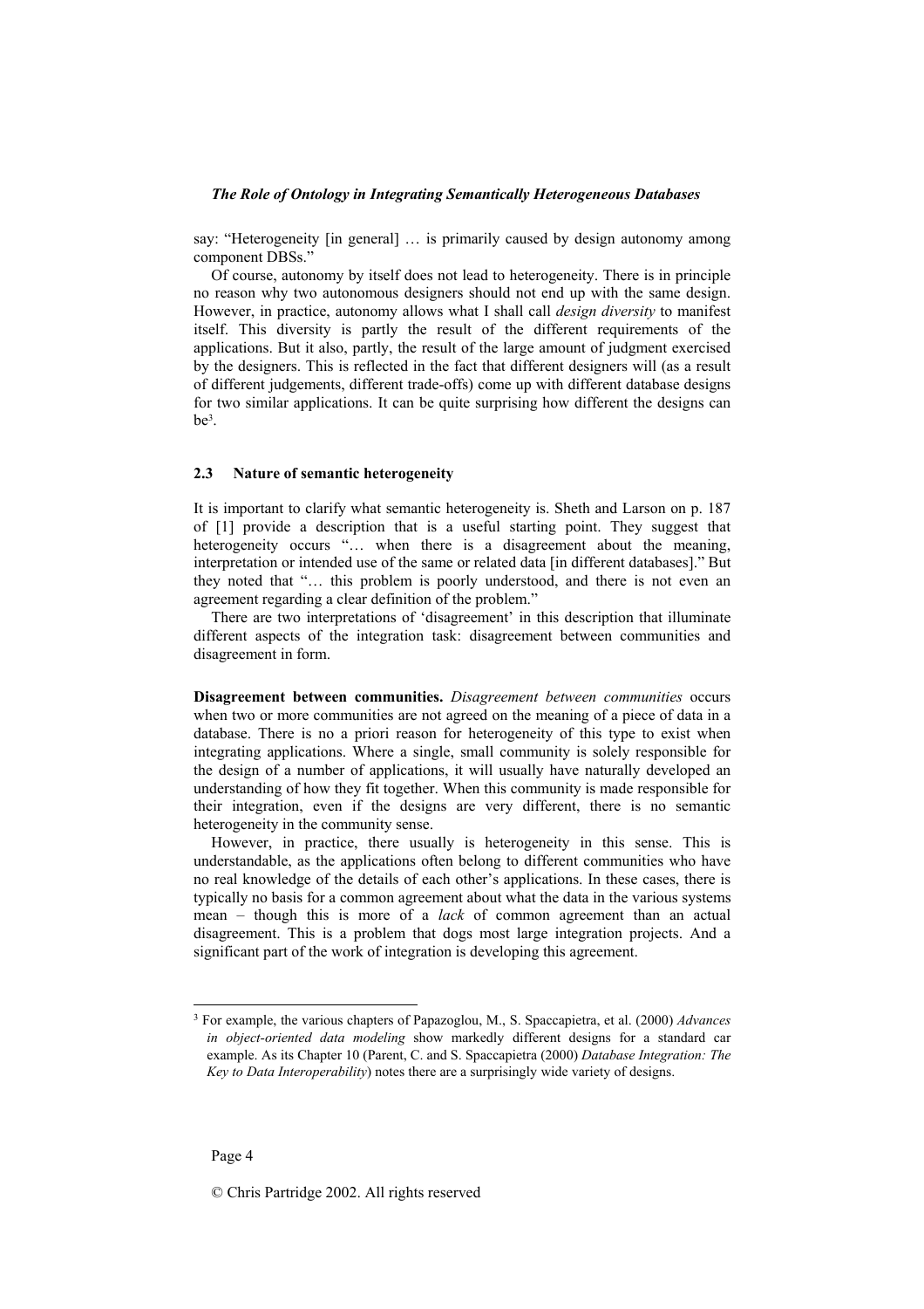say: "Heterogeneity [in general] … is primarily caused by design autonomy among component DBSs."

Of course, autonomy by itself does not lead to heterogeneity. There is in principle no reason why two autonomous designers should not end up with the same design. However, in practice, autonomy allows what I shall call *design diversity* to manifest itself. This diversity is partly the result of the different requirements of the applications. But it also, partly, the result of the large amount of judgment exercised by the designers. This is reflected in the fact that different designers will (as a result of different judgements, different trade-offs) come up with different database designs for two similar applications. It can be quite surprising how different the designs can be[3].

### 2.3 Nature of semantic heterogeneity

It is important to clarify what semantic heterogeneity is. Sheth and Larson on p. 187 of [1] provide a description that is a useful starting point. They suggest that heterogeneity occurs "… when there is a disagreement about the meaning, interpretation or intended use of the same or related data [in different databases]." But they noted that "… this problem is poorly understood, and there is not even an agreement regarding a clear definition of the problem."

There are two interpretations of 'disagreement' in this description that illuminate different aspects of the integration task: disagreement between communities and disagreement in form.

**Disagreement between communities.** *Disagreement between communities* occurs when two or more communities are not agreed on the meaning of a piece of data in a database. There is no a priori reason for heterogeneity of this type to exist when integrating applications. Where a single, small community is solely responsible for the design of a number of applications, it will usually have naturally developed an understanding of how they fit together. When this community is made responsible for their integration, even if the designs are very different, there is no semantic heterogeneity in the community sense.

However, in practice, there usually is heterogeneity in this sense. This is understandable, as the applications often belong to different communities who have no real knowledge of the details of each other's applications. In these cases, there is typically no basis for a common agreement about what the data in the various systems mean – though this is more of a *lack* of common agreement than an actual disagreement. This is a problem that dogs most large integration projects. And a significant part of the work of integration is developing this agreement.

---

[3] For example, the various chapters of Papazoglou, M., S. Spaccapietra, et al. (2000) *Advances in object-oriented data modeling* show markedly different designs for a standard car example. As its Chapter 10 (Parent, C. and S. Spaccapietra (2000) *Database Integration: The Key to Data Interoperability*) notes there are a surprisingly wide variety of designs.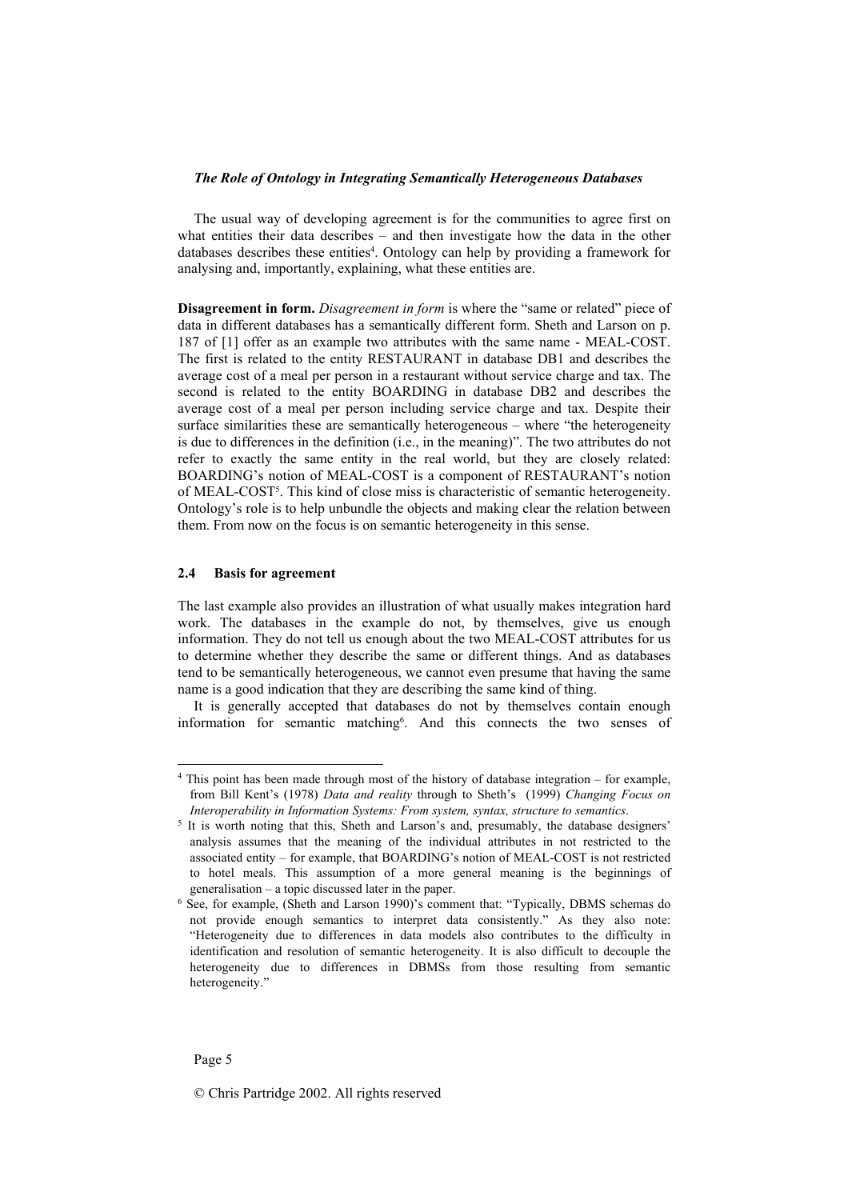The usual way of developing agreement is for the communities to agree first on what entities their data describes – and then investigate how the data in the other databases describes these entities[4]. Ontology can help by providing a framework for analysing and, importantly, explaining, what these entities are.

**Disagreement in form.** *Disagreement in form* is where the "same or related" piece of data in different databases has a semantically different form. Sheth and Larson on p. 187 of [1] offer as an example two attributes with the same name - MEAL-COST. The first is related to the entity RESTAURANT in database DB1 and describes the average cost of a meal per person in a restaurant without service charge and tax. The second is related to the entity BOARDING in database DB2 and describes the average cost of a meal per person including service charge and tax. Despite their surface similarities these are semantically heterogeneous – where "the heterogeneity is due to differences in the definition (i.e., in the meaning)". The two attributes do not refer to exactly the same entity in the real world, but they are closely related: BOARDING's notion of MEAL-COST is a component of RESTAURANT's notion of MEAL-COST[5]. This kind of close miss is characteristic of semantic heterogeneity. Ontology's role is to help unbundle the objects and making clear the relation between them. From now on the focus is on semantic heterogeneity in this sense.

### 2.4 Basis for agreement

The last example also provides an illustration of what usually makes integration hard work. The databases in the example do not, by themselves, give us enough information. They do not tell us enough about the two MEAL-COST attributes for us to determine whether they describe the same or different things. And as databases tend to be semantically heterogeneous, we cannot even presume that having the same name is a good indication that they are describing the same kind of thing.

It is generally accepted that databases do not by themselves contain enough information for semantic matching[6]. And this connects the two senses of

---

[4] This point has been made through most of the history of database integration – for example, from Bill Kent's (1978) *Data and reality* through to Sheth's (1999) *Changing Focus on Interoperability in Information Systems: From system, syntax, structure to semantics*.

[5] It is worth noting that this, Sheth and Larson's and, presumably, the database designers' analysis assumes that the meaning of the individual attributes in not restricted to the associated entity – for example, that BOARDING's notion of MEAL-COST is not restricted to hotel meals. This assumption of a more general meaning is the beginnings of generalisation – a topic discussed later in the paper.

[6] See, for example, (Sheth and Larson 1990)'s comment that: "Typically, DBMS schemas do not provide enough semantics to interpret data consistently." As they also note: "Heterogeneity due to differences in data models also contributes to the difficulty in identification and resolution of semantic heterogeneity. It is also difficult to decouple the heterogeneity due to differences in DBMSs from those resulting from semantic heterogeneity."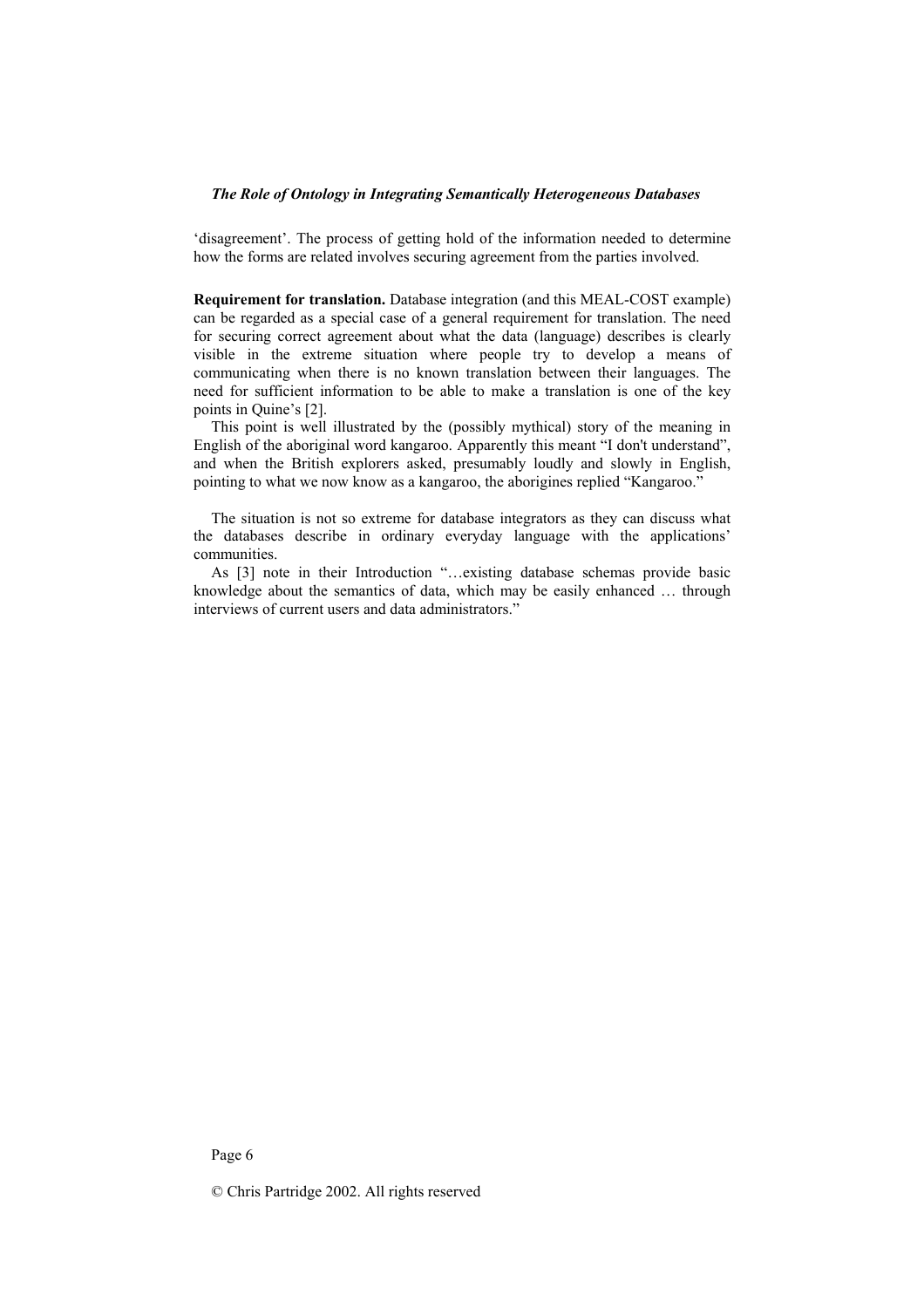'disagreement'. The process of getting hold of the information needed to determine how the forms are related involves securing agreement from the parties involved.

**Requirement for translation.** Database integration (and this MEAL-COST example) can be regarded as a special case of a general requirement for translation. The need for securing correct agreement about what the data (language) describes is clearly visible in the extreme situation where people try to develop a means of communicating when there is no known translation between their languages. The need for sufficient information to be able to make a translation is one of the key points in Quine's [2].

This point is well illustrated by the (possibly mythical) story of the meaning in English of the aboriginal word kangaroo. Apparently this meant "I don't understand", and when the British explorers asked, presumably loudly and slowly in English, pointing to what we now know as a kangaroo, the aborigines replied "Kangaroo."

The situation is not so extreme for database integrators as they can discuss what the databases describe in ordinary everyday language with the applications' communities.

As [3] note in their Introduction "…existing database schemas provide basic knowledge about the semantics of data, which may be easily enhanced … through interviews of current users and data administrators."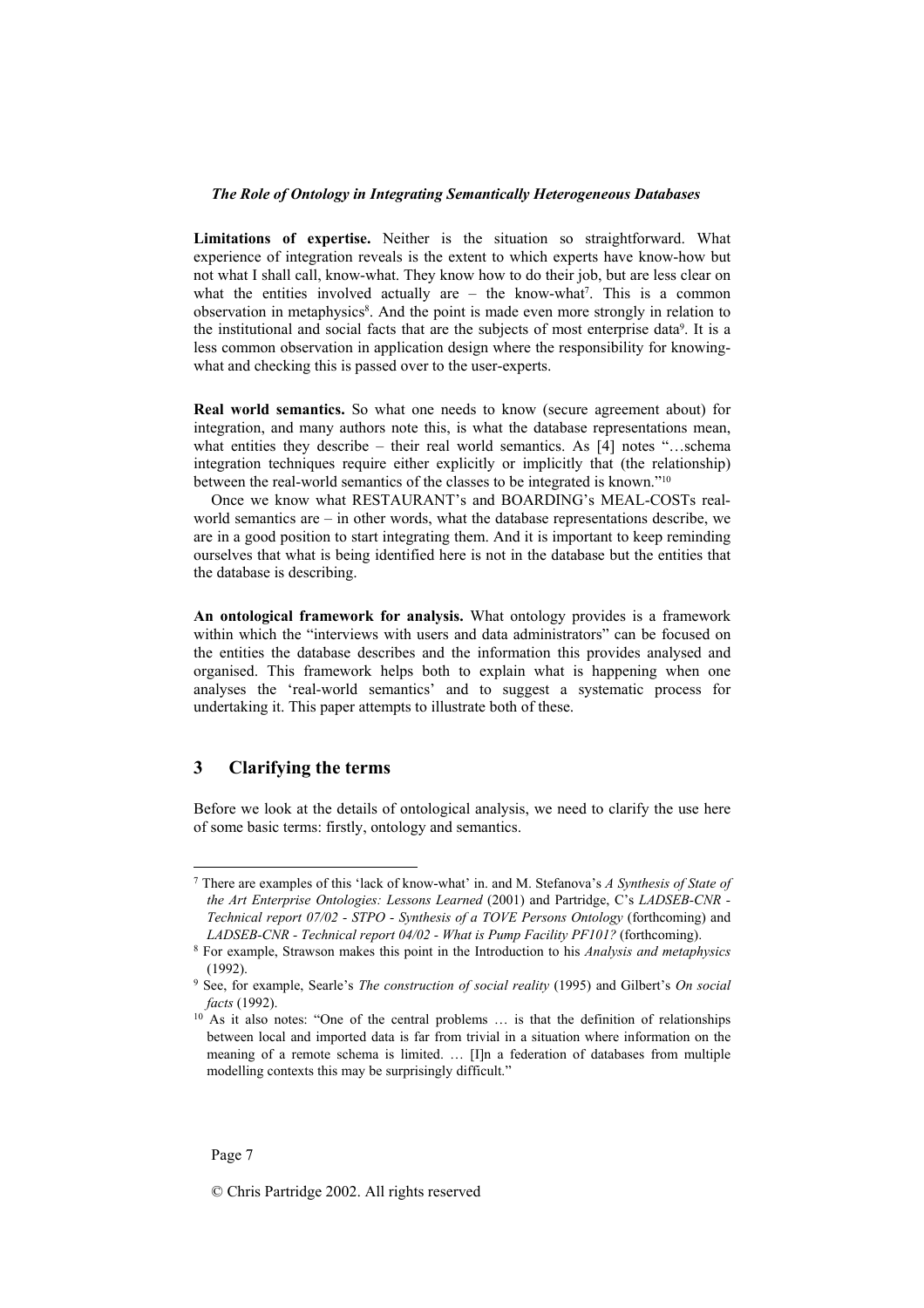**Limitations of expertise.** Neither is the situation so straightforward. What experience of integration reveals is the extent to which experts have know-how but not what I shall call, know-what. They know how to do their job, but are less clear on what the entities involved actually are – the know-what[7]. This is a common observation in metaphysics[8]. And the point is made even more strongly in relation to the institutional and social facts that are the subjects of most enterprise data[9]. It is a less common observation in application design where the responsibility for knowing-what and checking this is passed over to the user-experts.

**Real world semantics.** So what one needs to know (secure agreement about) for integration, and many authors note this, is what the database representations mean, what entities they describe – their real world semantics. As [4] notes "…schema integration techniques require either explicitly or implicitly that (the relationship) between the real-world semantics of the classes to be integrated is known."[10]

Once we know what RESTAURANT's and BOARDING's MEAL-COSTs real-world semantics are – in other words, what the database representations describe, we are in a good position to start integrating them. And it is important to keep reminding ourselves that what is being identified here is not in the database but the entities that the database is describing.

**An ontological framework for analysis.** What ontology provides is a framework within which the "interviews with users and data administrators" can be focused on the entities the database describes and the information this provides analysed and organised. This framework helps both to explain what is happening when one analyses the 'real-world semantics' and to suggest a systematic process for undertaking it. This paper attempts to illustrate both of these.

## 3 Clarifying the terms

Before we look at the details of ontological analysis, we need to clarify the use here of some basic terms: firstly, ontology and semantics.

---

[7] There are examples of this 'lack of know-what' in. and M. Stefanova's *A Synthesis of State of the Art Enterprise Ontologies: Lessons Learned* (2001) and Partridge, C's *LADSEB-CNR - Technical report 07/02 - STPO - Synthesis of a TOVE Persons Ontology* (forthcoming) and *LADSEB-CNR - Technical report 04/02 - What is Pump Facility PF101?* (forthcoming).

[8] For example, Strawson makes this point in the Introduction to his *Analysis and metaphysics* (1992).

[9] See, for example, Searle's *The construction of social reality* (1995) and Gilbert's *On social facts* (1992).

[10] As it also notes: "One of the central problems … is that the definition of relationships between local and imported data is far from trivial in a situation where information on the meaning of a remote schema is limited. … [I]n a federation of databases from multiple modelling contexts this may be surprisingly difficult."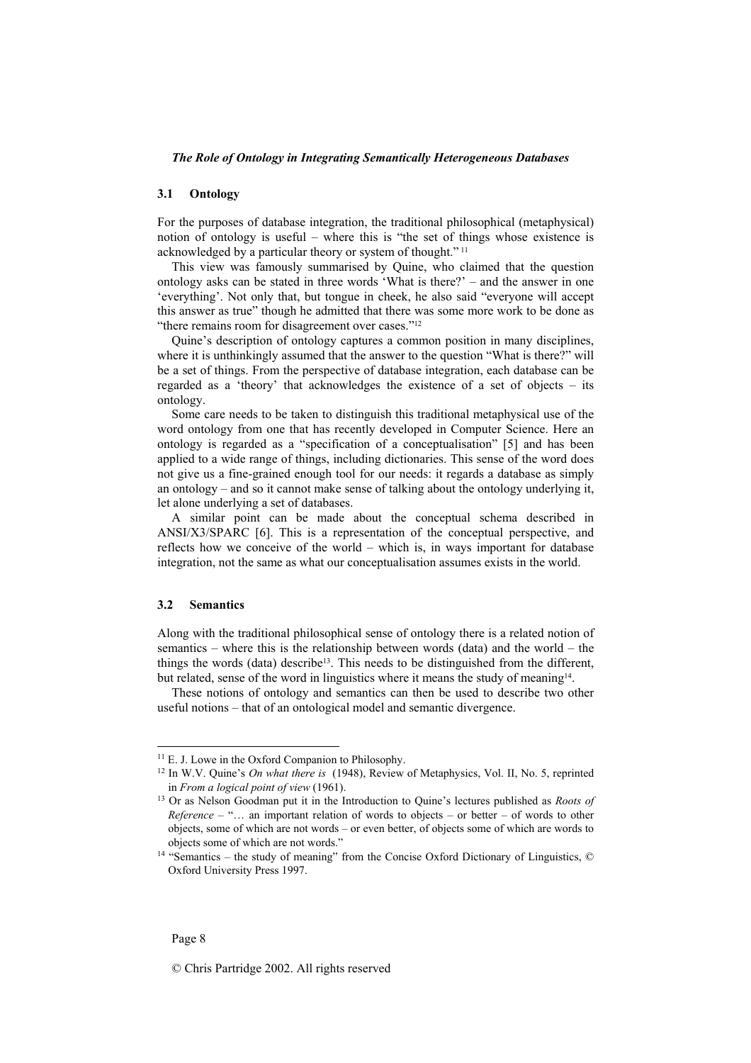### 3.1 Ontology

For the purposes of database integration, the traditional philosophical (metaphysical) notion of ontology is useful – where this is "the set of things whose existence is acknowledged by a particular theory or system of thought." [11]

This view was famously summarised by Quine, who claimed that the question ontology asks can be stated in three words 'What is there?' – and the answer in one 'everything'. Not only that, but tongue in cheek, he also said "everyone will accept this answer as true" though he admitted that there was some more work to be done as "there remains room for disagreement over cases."[12]

Quine's description of ontology captures a common position in many disciplines, where it is unthinkingly assumed that the answer to the question "What is there?" will be a set of things. From the perspective of database integration, each database can be regarded as a 'theory' that acknowledges the existence of a set of objects – its ontology.

Some care needs to be taken to distinguish this traditional metaphysical use of the word ontology from one that has recently developed in Computer Science. Here an ontology is regarded as a "specification of a conceptualisation" [5] and has been applied to a wide range of things, including dictionaries. This sense of the word does not give us a fine-grained enough tool for our needs: it regards a database as simply an ontology – and so it cannot make sense of talking about the ontology underlying it, let alone underlying a set of databases.

A similar point can be made about the conceptual schema described in ANSI/X3/SPARC [6]. This is a representation of the conceptual perspective, and reflects how we conceive of the world – which is, in ways important for database integration, not the same as what our conceptualisation assumes exists in the world.

### 3.2 Semantics

Along with the traditional philosophical sense of ontology there is a related notion of semantics – where this is the relationship between words (data) and the world – the things the words (data) describe[13]. This needs to be distinguished from the different, but related, sense of the word in linguistics where it means the study of meaning[14].

These notions of ontology and semantics can then be used to describe two other useful notions – that of an ontological model and semantic divergence.

---

[11] E. J. Lowe in the Oxford Companion to Philosophy.

[12] In W.V. Quine's *On what there is* (1948), Review of Metaphysics, Vol. II, No. 5, reprinted in *From a logical point of view* (1961).

[13] Or as Nelson Goodman put it in the Introduction to Quine's lectures published as *Roots of Reference* – "… an important relation of words to objects – or better – of words to other objects, some of which are not words – or even better, of objects some of which are words to objects some of which are not words."

[14] "Semantics – the study of meaning" from the Concise Oxford Dictionary of Linguistics, © Oxford University Press 1997.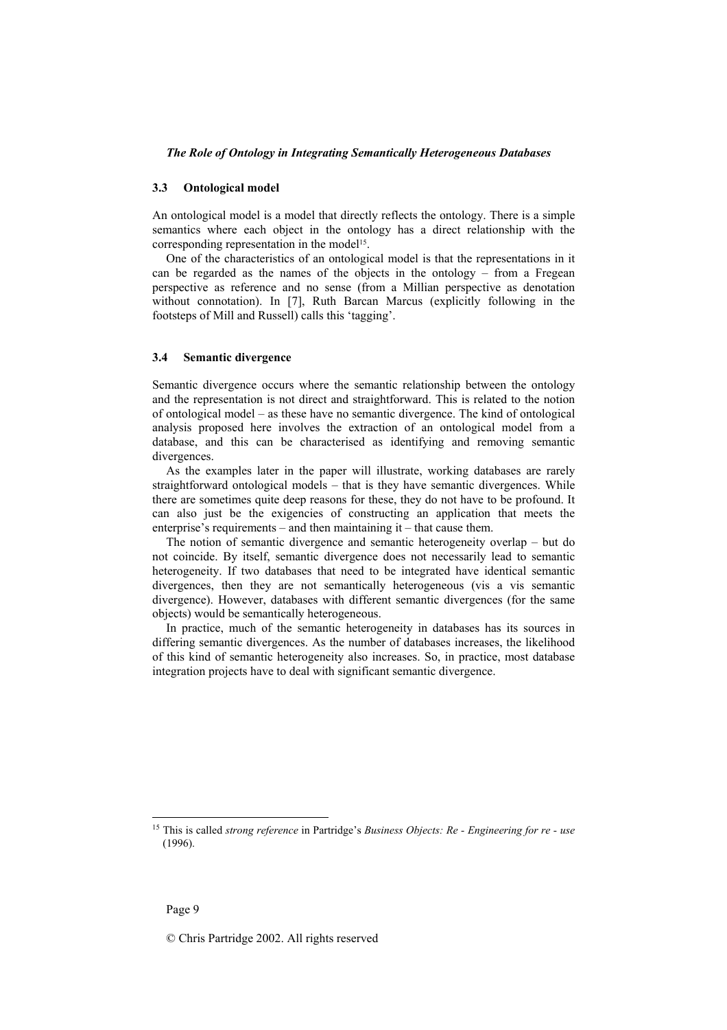### 3.3 Ontological model

An ontological model is a model that directly reflects the ontology. There is a simple semantics where each object in the ontology has a direct relationship with the corresponding representation in the model[15].

One of the characteristics of an ontological model is that the representations in it can be regarded as the names of the objects in the ontology – from a Fregean perspective as reference and no sense (from a Millian perspective as denotation without connotation). In [7], Ruth Barcan Marcus (explicitly following in the footsteps of Mill and Russell) calls this 'tagging'.

### 3.4 Semantic divergence

Semantic divergence occurs where the semantic relationship between the ontology and the representation is not direct and straightforward. This is related to the notion of ontological model – as these have no semantic divergence. The kind of ontological analysis proposed here involves the extraction of an ontological model from a database, and this can be characterised as identifying and removing semantic divergences.

As the examples later in the paper will illustrate, working databases are rarely straightforward ontological models – that is they have semantic divergences. While there are sometimes quite deep reasons for these, they do not have to be profound. It can also just be the exigencies of constructing an application that meets the enterprise's requirements – and then maintaining it – that cause them.

The notion of semantic divergence and semantic heterogeneity overlap – but do not coincide. By itself, semantic divergence does not necessarily lead to semantic heterogeneity. If two databases that need to be integrated have identical semantic divergences, then they are not semantically heterogeneous (vis a vis semantic divergence). However, databases with different semantic divergences (for the same objects) would be semantically heterogeneous.

In practice, much of the semantic heterogeneity in databases has its sources in differing semantic divergences. As the number of databases increases, the likelihood of this kind of semantic heterogeneity also increases. So, in practice, most database integration projects have to deal with significant semantic divergence.

---

[15] This is called *strong reference* in Partridge's *Business Objects: Re - Engineering for re - use* (1996).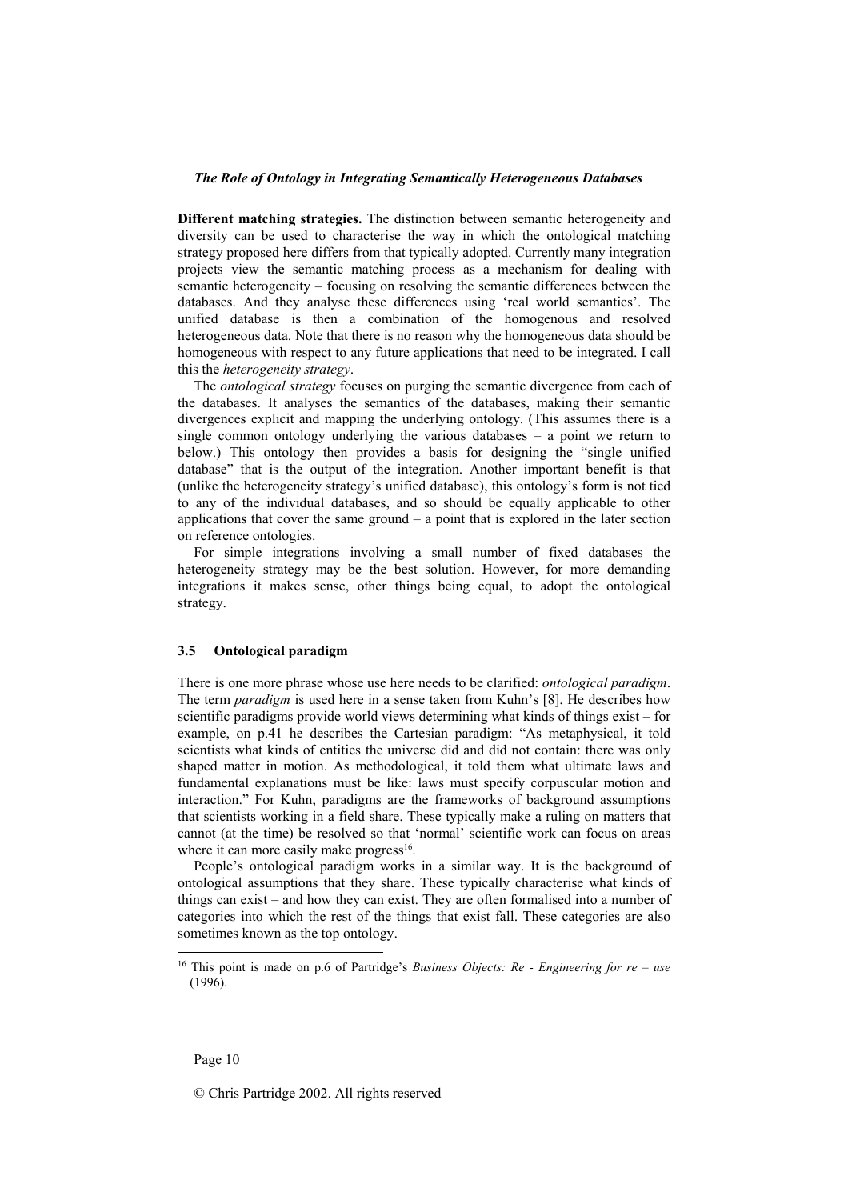**Different matching strategies.** The distinction between semantic heterogeneity and diversity can be used to characterise the way in which the ontological matching strategy proposed here differs from that typically adopted. Currently many integration projects view the semantic matching process as a mechanism for dealing with semantic heterogeneity – focusing on resolving the semantic differences between the databases. And they analyse these differences using 'real world semantics'. The unified database is then a combination of the homogenous and resolved heterogeneous data. Note that there is no reason why the homogeneous data should be homogeneous with respect to any future applications that need to be integrated. I call this the *heterogeneity strategy*.

The *ontological strategy* focuses on purging the semantic divergence from each of the databases. It analyses the semantics of the databases, making their semantic divergences explicit and mapping the underlying ontology. (This assumes there is a single common ontology underlying the various databases – a point we return to below.) This ontology then provides a basis for designing the "single unified database" that is the output of the integration. Another important benefit is that (unlike the heterogeneity strategy's unified database), this ontology's form is not tied to any of the individual databases, and so should be equally applicable to other applications that cover the same ground – a point that is explored in the later section on reference ontologies.

For simple integrations involving a small number of fixed databases the heterogeneity strategy may be the best solution. However, for more demanding integrations it makes sense, other things being equal, to adopt the ontological strategy.

### 3.5 Ontological paradigm

There is one more phrase whose use here needs to be clarified: *ontological paradigm*. The term *paradigm* is used here in a sense taken from Kuhn's [8]. He describes how scientific paradigms provide world views determining what kinds of things exist – for example, on p.41 he describes the Cartesian paradigm: "As metaphysical, it told scientists what kinds of entities the universe did and did not contain: there was only shaped matter in motion. As methodological, it told them what ultimate laws and fundamental explanations must be like: laws must specify corpuscular motion and interaction." For Kuhn, paradigms are the frameworks of background assumptions that scientists working in a field share. These typically make a ruling on matters that cannot (at the time) be resolved so that 'normal' scientific work can focus on areas where it can more easily make progress[16].

People's ontological paradigm works in a similar way. It is the background of ontological assumptions that they share. These typically characterise what kinds of things can exist – and how they can exist. They are often formalised into a number of categories into which the rest of the things that exist fall. These categories are also sometimes known as the top ontology.

---

[16] This point is made on p.6 of Partridge's *Business Objects: Re - Engineering for re – use* (1996).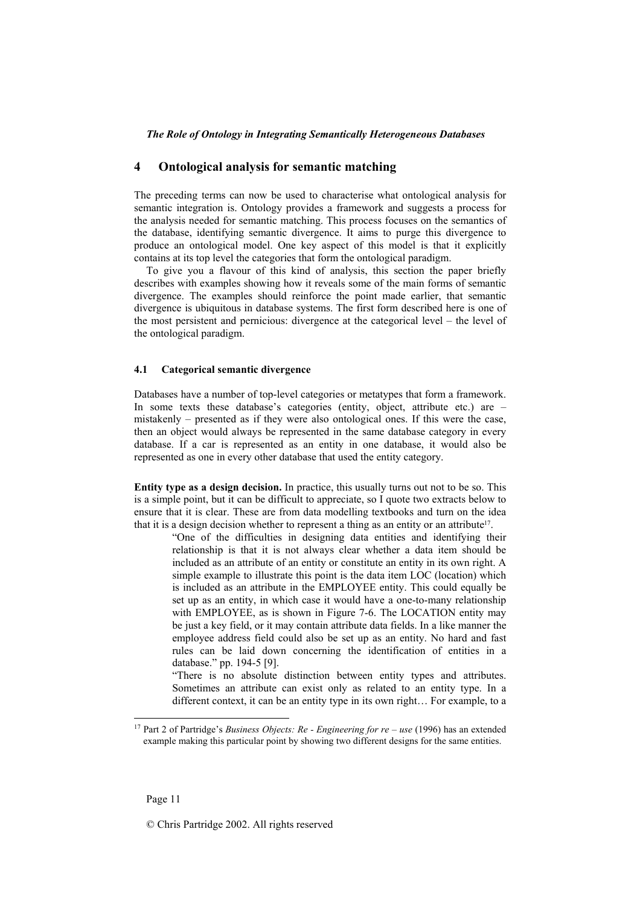## 4 Ontological analysis for semantic matching

The preceding terms can now be used to characterise what ontological analysis for semantic integration is. Ontology provides a framework and suggests a process for the analysis needed for semantic matching. This process focuses on the semantics of the database, identifying semantic divergence. It aims to purge this divergence to produce an ontological model. One key aspect of this model is that it explicitly contains at its top level the categories that form the ontological paradigm.

To give you a flavour of this kind of analysis, this section the paper briefly describes with examples showing how it reveals some of the main forms of semantic divergence. The examples should reinforce the point made earlier, that semantic divergence is ubiquitous in database systems. The first form described here is one of the most persistent and pernicious: divergence at the categorical level – the level of the ontological paradigm.

### 4.1 Categorical semantic divergence

Databases have a number of top-level categories or metatypes that form a framework. In some texts these database's categories (entity, object, attribute etc.) are – mistakenly – presented as if they were also ontological ones. If this were the case, then an object would always be represented in the same database category in every database. If a car is represented as an entity in one database, it would also be represented as one in every other database that used the entity category.

**Entity type as a design decision.** In practice, this usually turns out not to be so. This is a simple point, but it can be difficult to appreciate, so I quote two extracts below to ensure that it is clear. These are from data modelling textbooks and turn on the idea that it is a design decision whether to represent a thing as an entity or an attribute[17].

> "One of the difficulties in designing data entities and identifying their relationship is that it is not always clear whether a data item should be included as an attribute of an entity or constitute an entity in its own right. A simple example to illustrate this point is the data item LOC (location) which is included as an attribute in the EMPLOYEE entity. This could equally be set up as an entity, in which case it would have a one-to-many relationship with EMPLOYEE, as is shown in Figure 7-6. The LOCATION entity may be just a key field, or it may contain attribute data fields. In a like manner the employee address field could also be set up as an entity. No hard and fast rules can be laid down concerning the identification of entities in a database." pp. 194-5 [9].
>
> "There is no absolute distinction between entity types and attributes. Sometimes an attribute can exist only as related to an entity type. In a different context, it can be an entity type in its own right… For example, to a

[17] Part 2 of Partridge's *Business Objects: Re - Engineering for re – use* (1996) has an extended example making this particular point by showing two different designs for the same entities.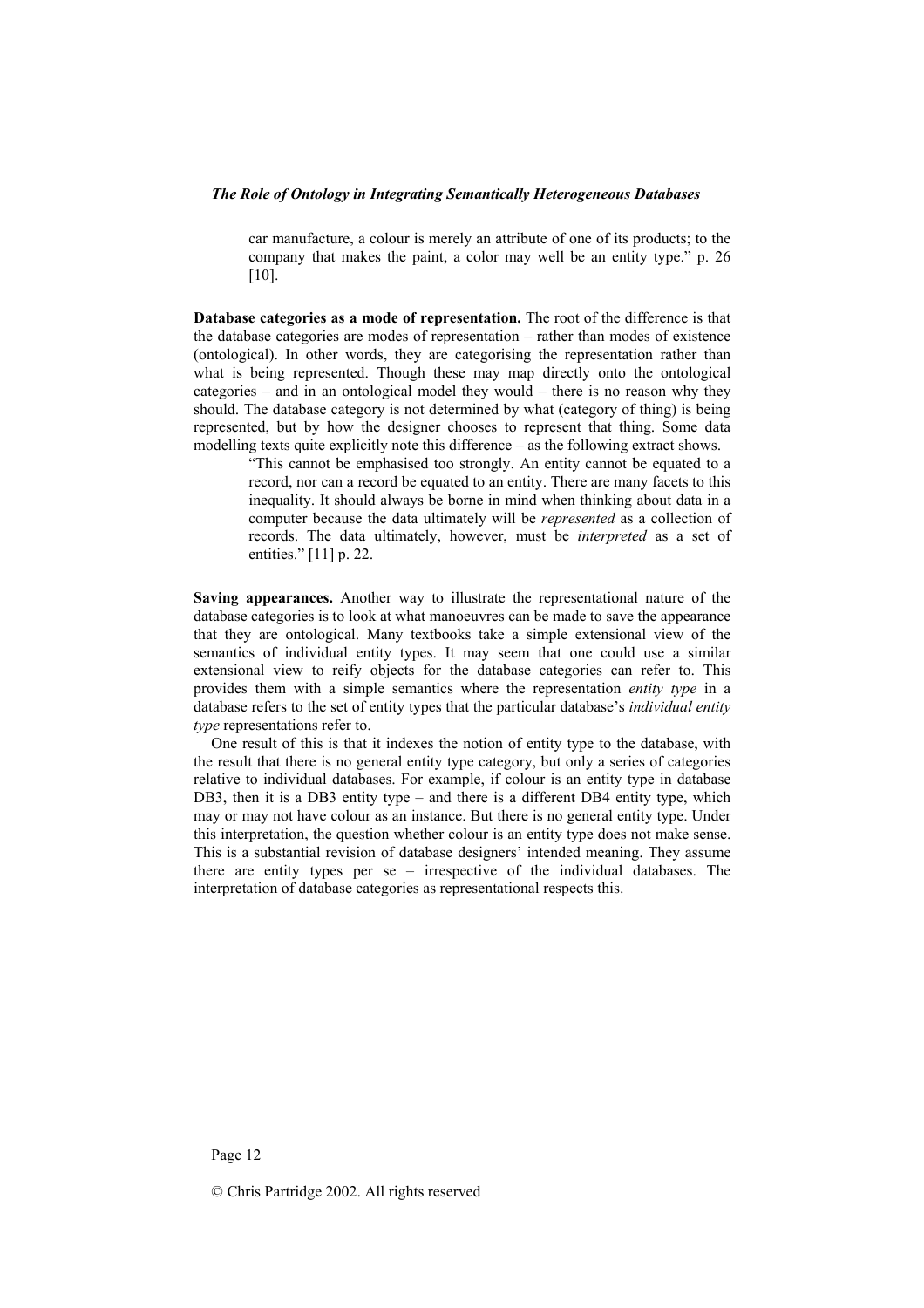car manufacture, a colour is merely an attribute of one of its products; to the company that makes the paint, a color may well be an entity type." p. 26 [10].

**Database categories as a mode of representation.** The root of the difference is that the database categories are modes of representation – rather than modes of existence (ontological). In other words, they are categorising the representation rather than what is being represented. Though these may map directly onto the ontological categories – and in an ontological model they would – there is no reason why they should. The database category is not determined by what (category of thing) is being represented, but by how the designer chooses to represent that thing. Some data modelling texts quite explicitly note this difference – as the following extract shows.

> "This cannot be emphasised too strongly. An entity cannot be equated to a record, nor can a record be equated to an entity. There are many facets to this inequality. It should always be borne in mind when thinking about data in a computer because the data ultimately will be *represented* as a collection of records. The data ultimately, however, must be *interpreted* as a set of entities." [11] p. 22.

**Saving appearances.** Another way to illustrate the representational nature of the database categories is to look at what manoeuvres can be made to save the appearance that they are ontological. Many textbooks take a simple extensional view of the semantics of individual entity types. It may seem that one could use a similar extensional view to reify objects for the database categories can refer to. This provides them with a simple semantics where the representation *entity type* in a database refers to the set of entity types that the particular database's *individual entity type* representations refer to.

One result of this is that it indexes the notion of entity type to the database, with the result that there is no general entity type category, but only a series of categories relative to individual databases. For example, if colour is an entity type in database DB3, then it is a DB3 entity type – and there is a different DB4 entity type, which may or may not have colour as an instance. But there is no general entity type. Under this interpretation, the question whether colour is an entity type does not make sense. This is a substantial revision of database designers' intended meaning. They assume there are entity types per se – irrespective of the individual databases. The interpretation of database categories as representational respects this.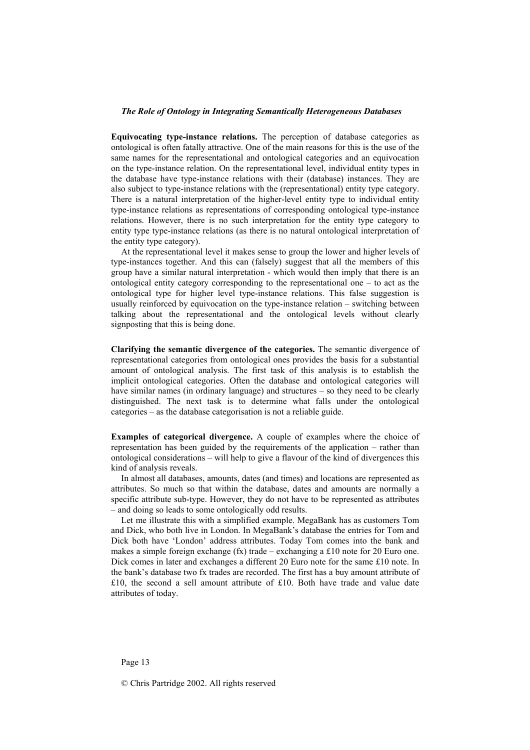**Equivocating type-instance relations.** The perception of database categories as ontological is often fatally attractive. One of the main reasons for this is the use of the same names for the representational and ontological categories and an equivocation on the type-instance relation. On the representational level, individual entity types in the database have type-instance relations with their (database) instances. They are also subject to type-instance relations with the (representational) entity type category. There is a natural interpretation of the higher-level entity type to individual entity type-instance relations as representations of corresponding ontological type-instance relations. However, there is no such interpretation for the entity type category to entity type type-instance relations (as there is no natural ontological interpretation of the entity type category).

At the representational level it makes sense to group the lower and higher levels of type-instances together. And this can (falsely) suggest that all the members of this group have a similar natural interpretation - which would then imply that there is an ontological entity category corresponding to the representational one – to act as the ontological type for higher level type-instance relations. This false suggestion is usually reinforced by equivocation on the type-instance relation – switching between talking about the representational and the ontological levels without clearly signposting that this is being done.

**Clarifying the semantic divergence of the categories.** The semantic divergence of representational categories from ontological ones provides the basis for a substantial amount of ontological analysis. The first task of this analysis is to establish the implicit ontological categories. Often the database and ontological categories will have similar names (in ordinary language) and structures – so they need to be clearly distinguished. The next task is to determine what falls under the ontological categories – as the database categorisation is not a reliable guide.

**Examples of categorical divergence.** A couple of examples where the choice of representation has been guided by the requirements of the application – rather than ontological considerations – will help to give a flavour of the kind of divergences this kind of analysis reveals.

In almost all databases, amounts, dates (and times) and locations are represented as attributes. So much so that within the database, dates and amounts are normally a specific attribute sub-type. However, they do not have to be represented as attributes – and doing so leads to some ontologically odd results.

Let me illustrate this with a simplified example. MegaBank has as customers Tom and Dick, who both live in London. In MegaBank's database the entries for Tom and Dick both have 'London' address attributes. Today Tom comes into the bank and makes a simple foreign exchange (fx) trade – exchanging a £10 note for 20 Euro one. Dick comes in later and exchanges a different 20 Euro note for the same £10 note. In the bank's database two fx trades are recorded. The first has a buy amount attribute of £10, the second a sell amount attribute of £10. Both have trade and value date attributes of today.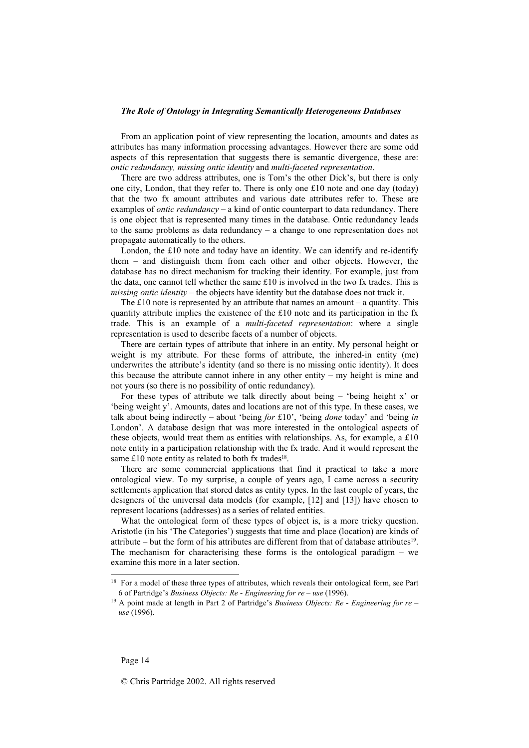From an application point of view representing the location, amounts and dates as attributes has many information processing advantages. However there are some odd aspects of this representation that suggests there is semantic divergence, these are: *ontic redundancy, missing ontic identity* and *multi-faceted representation*.

There are two address attributes, one is Tom's the other Dick's, but there is only one city, London, that they refer to. There is only one £10 note and one day (today) that the two fx amount attributes and various date attributes refer to. These are examples of *ontic redundancy* – a kind of ontic counterpart to data redundancy. There is one object that is represented many times in the database. Ontic redundancy leads to the same problems as data redundancy – a change to one representation does not propagate automatically to the others.

London, the £10 note and today have an identity. We can identify and re-identify them – and distinguish them from each other and other objects. However, the database has no direct mechanism for tracking their identity. For example, just from the data, one cannot tell whether the same £10 is involved in the two fx trades. This is *missing ontic identity* – the objects have identity but the database does not track it.

The £10 note is represented by an attribute that names an amount – a quantity. This quantity attribute implies the existence of the £10 note and its participation in the fx trade. This is an example of a *multi-faceted representation*: where a single representation is used to describe facets of a number of objects.

There are certain types of attribute that inhere in an entity. My personal height or weight is my attribute. For these forms of attribute, the inhered-in entity (me) underwrites the attribute's identity (and so there is no missing ontic identity). It does this because the attribute cannot inhere in any other entity – my height is mine and not yours (so there is no possibility of ontic redundancy).

For these types of attribute we talk directly about being – 'being height x' or 'being weight y'. Amounts, dates and locations are not of this type. In these cases, we talk about being indirectly – about 'being *for* £10', 'being *done* today' and 'being *in* London'. A database design that was more interested in the ontological aspects of these objects, would treat them as entities with relationships. As, for example, a £10 note entity in a participation relationship with the fx trade. And it would represent the same £10 note entity as related to both fx trades[18].

There are some commercial applications that find it practical to take a more ontological view. To my surprise, a couple of years ago, I came across a security settlements application that stored dates as entity types. In the last couple of years, the designers of the universal data models (for example, [12] and [13]) have chosen to represent locations (addresses) as a series of related entities.

What the ontological form of these types of object is, is a more tricky question. Aristotle (in his 'The Categories') suggests that time and place (location) are kinds of attribute – but the form of his attributes are different from that of database attributes[19]. The mechanism for characterising these forms is the ontological paradigm – we examine this more in a later section.

---

[18] For a model of these three types of attributes, which reveals their ontological form, see Part 6 of Partridge's *Business Objects: Re - Engineering for re – use* (1996).

[19] A point made at length in Part 2 of Partridge's *Business Objects: Re - Engineering for re – use* (1996).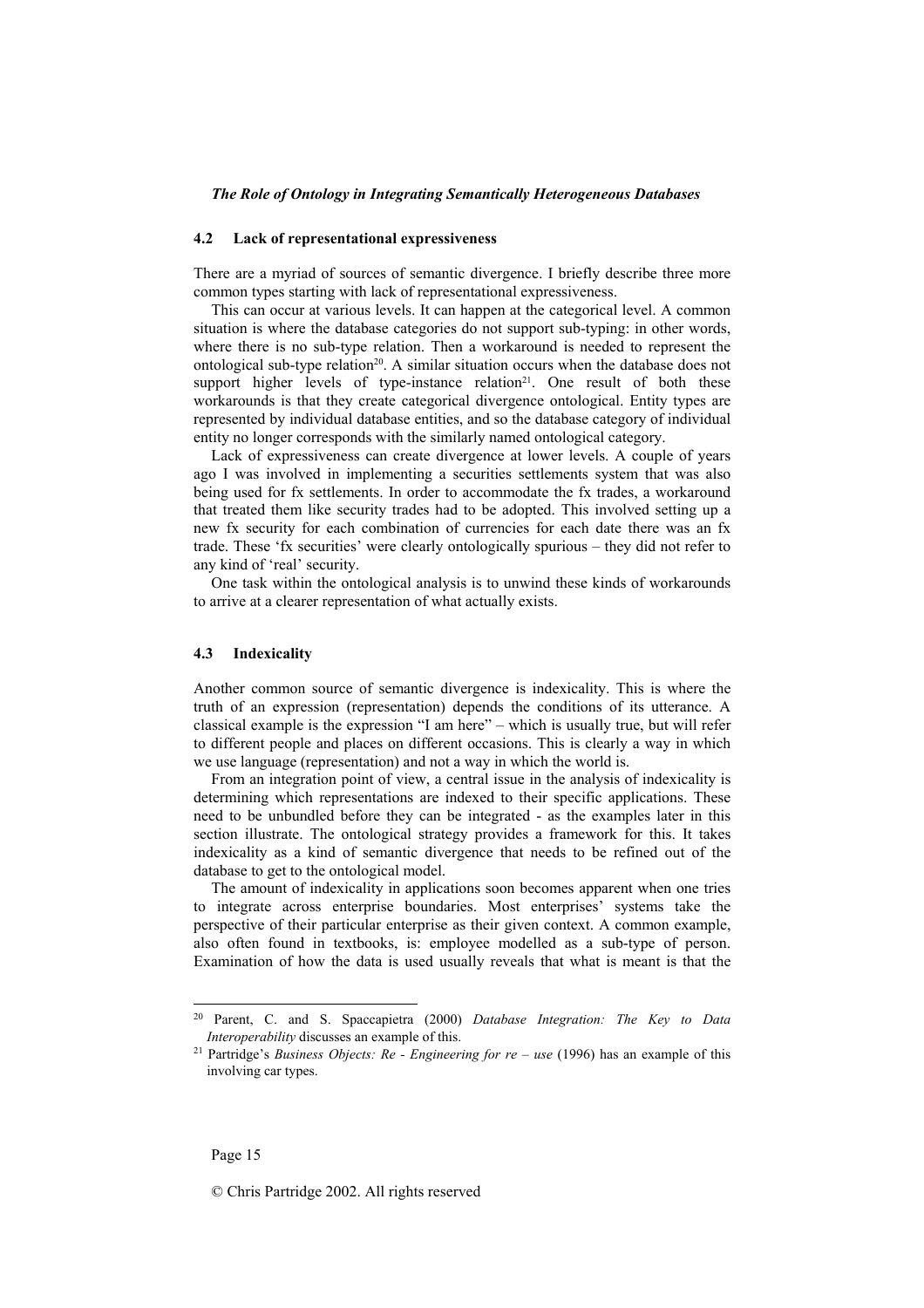### 4.2 Lack of representational expressiveness

There are a myriad of sources of semantic divergence. I briefly describe three more common types starting with lack of representational expressiveness.

This can occur at various levels. It can happen at the categorical level. A common situation is where the database categories do not support sub-typing: in other words, where there is no sub-type relation. Then a workaround is needed to represent the ontological sub-type relation[20]. A similar situation occurs when the database does not support higher levels of type-instance relation[21]. One result of both these workarounds is that they create categorical divergence ontological. Entity types are represented by individual database entities, and so the database category of individual entity no longer corresponds with the similarly named ontological category.

Lack of expressiveness can create divergence at lower levels. A couple of years ago I was involved in implementing a securities settlements system that was also being used for fx settlements. In order to accommodate the fx trades, a workaround that treated them like security trades had to be adopted. This involved setting up a new fx security for each combination of currencies for each date there was an fx trade. These 'fx securities' were clearly ontologically spurious – they did not refer to any kind of 'real' security.

One task within the ontological analysis is to unwind these kinds of workarounds to arrive at a clearer representation of what actually exists.

### 4.3 Indexicality

Another common source of semantic divergence is indexicality. This is where the truth of an expression (representation) depends the conditions of its utterance. A classical example is the expression "I am here" – which is usually true, but will refer to different people and places on different occasions. This is clearly a way in which we use language (representation) and not a way in which the world is.

From an integration point of view, a central issue in the analysis of indexicality is determining which representations are indexed to their specific applications. These need to be unbundled before they can be integrated - as the examples later in this section illustrate. The ontological strategy provides a framework for this. It takes indexicality as a kind of semantic divergence that needs to be refined out of the database to get to the ontological model.

The amount of indexicality in applications soon becomes apparent when one tries to integrate across enterprise boundaries. Most enterprises' systems take the perspective of their particular enterprise as their given context. A common example, also often found in textbooks, is: employee modelled as a sub-type of person. Examination of how the data is used usually reveals that what is meant is that the

---

[20] Parent, C. and S. Spaccapietra (2000) *Database Integration: The Key to Data Interoperability* discusses an example of this.

[21] Partridge's *Business Objects: Re - Engineering for re – use* (1996) has an example of this involving car types.

© Chris Partridge 2002. All rights reserved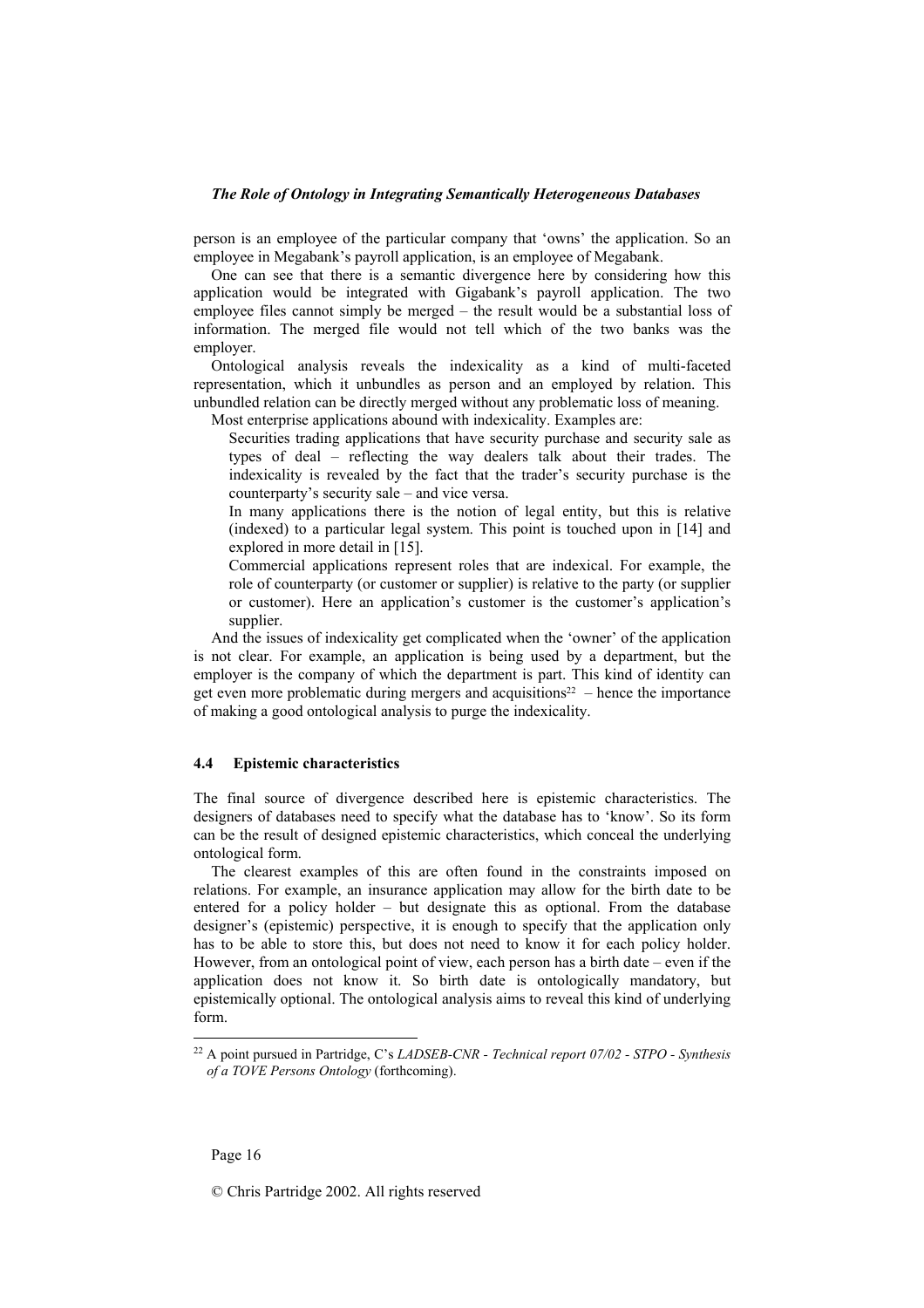person is an employee of the particular company that 'owns' the application. So an employee in Megabank's payroll application, is an employee of Megabank.

One can see that there is a semantic divergence here by considering how this application would be integrated with Gigabank's payroll application. The two employee files cannot simply be merged – the result would be a substantial loss of information. The merged file would not tell which of the two banks was the employer.

Ontological analysis reveals the indexicality as a kind of multi-faceted representation, which it unbundles as person and an employed by relation. This unbundled relation can be directly merged without any problematic loss of meaning.

Most enterprise applications abound with indexicality. Examples are:

- Securities trading applications that have security purchase and security sale as types of deal – reflecting the way dealers talk about their trades. The indexicality is revealed by the fact that the trader's security purchase is the counterparty's security sale – and vice versa.
- In many applications there is the notion of legal entity, but this is relative (indexed) to a particular legal system. This point is touched upon in [14] and explored in more detail in [15].
- Commercial applications represent roles that are indexical. For example, the role of counterparty (or customer or supplier) is relative to the party (or supplier or customer). Here an application's customer is the customer's application's supplier.

And the issues of indexicality get complicated when the 'owner' of the application is not clear. For example, an application is being used by a department, but the employer is the company of which the department is part. This kind of identity can get even more problematic during mergers and acquisitions[22] – hence the importance of making a good ontological analysis to purge the indexicality.

### 4.4 Epistemic characteristics

The final source of divergence described here is epistemic characteristics. The designers of databases need to specify what the database has to 'know'. So its form can be the result of designed epistemic characteristics, which conceal the underlying ontological form.

The clearest examples of this are often found in the constraints imposed on relations. For example, an insurance application may allow for the birth date to be entered for a policy holder – but designate this as optional. From the database designer's (epistemic) perspective, it is enough to specify that the application only has to be able to store this, but does not need to know it for each policy holder. However, from an ontological point of view, each person has a birth date – even if the application does not know it. So birth date is ontologically mandatory, but epistemically optional. The ontological analysis aims to reveal this kind of underlying form.

[22] A point pursued in Partridge, C's *LADSEB-CNR - Technical report 07/02 - STPO - Synthesis of a TOVE Persons Ontology* (forthcoming).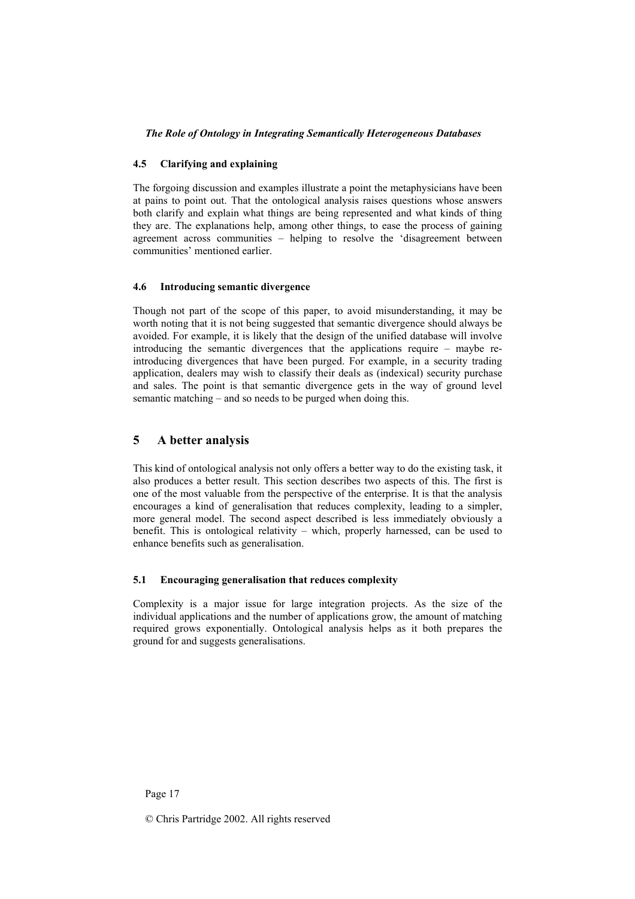### 4.5 Clarifying and explaining

The forgoing discussion and examples illustrate a point the metaphysicians have been at pains to point out. That the ontological analysis raises questions whose answers both clarify and explain what things are being represented and what kinds of thing they are. The explanations help, among other things, to ease the process of gaining agreement across communities – helping to resolve the 'disagreement between communities' mentioned earlier.

### 4.6 Introducing semantic divergence

Though not part of the scope of this paper, to avoid misunderstanding, it may be worth noting that it is not being suggested that semantic divergence should always be avoided. For example, it is likely that the design of the unified database will involve introducing the semantic divergences that the applications require – maybe re-introducing divergences that have been purged. For example, in a security trading application, dealers may wish to classify their deals as (indexical) security purchase and sales. The point is that semantic divergence gets in the way of ground level semantic matching – and so needs to be purged when doing this.

## 5 A better analysis

This kind of ontological analysis not only offers a better way to do the existing task, it also produces a better result. This section describes two aspects of this. The first is one of the most valuable from the perspective of the enterprise. It is that the analysis encourages a kind of generalisation that reduces complexity, leading to a simpler, more general model. The second aspect described is less immediately obviously a benefit. This is ontological relativity – which, properly harnessed, can be used to enhance benefits such as generalisation.

### 5.1 Encouraging generalisation that reduces complexity

Complexity is a major issue for large integration projects. As the size of the individual applications and the number of applications grow, the amount of matching required grows exponentially. Ontological analysis helps as it both prepares the ground for and suggests generalisations.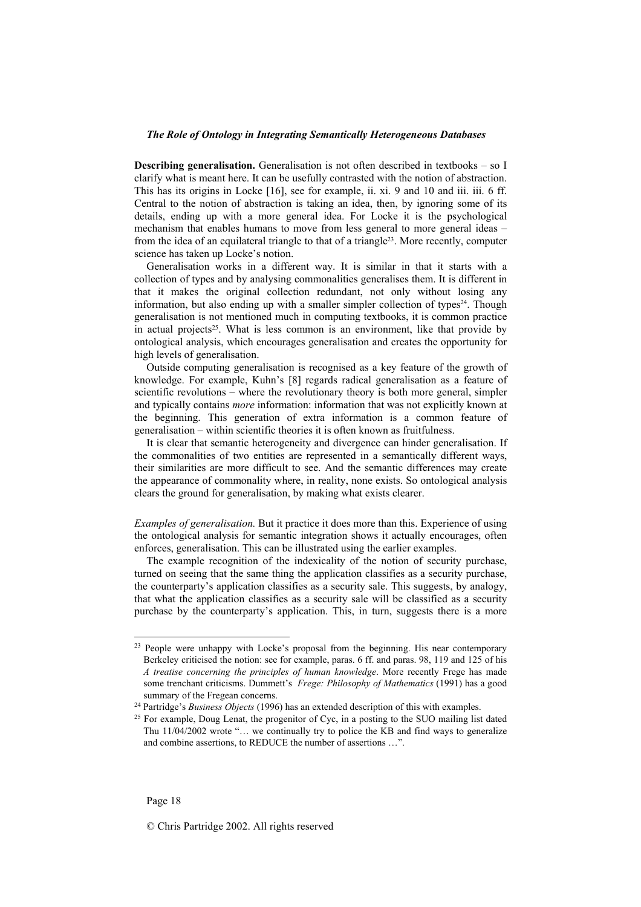**Describing generalisation.** Generalisation is not often described in textbooks – so I clarify what is meant here. It can be usefully contrasted with the notion of abstraction. This has its origins in Locke [16], see for example, ii. xi. 9 and 10 and iii. iii. 6 ff. Central to the notion of abstraction is taking an idea, then, by ignoring some of its details, ending up with a more general idea. For Locke it is the psychological mechanism that enables humans to move from less general to more general ideas – from the idea of an equilateral triangle to that of a triangle[23]. More recently, computer science has taken up Locke's notion.

Generalisation works in a different way. It is similar in that it starts with a collection of types and by analysing commonalities generalises them. It is different in that it makes the original collection redundant, not only without losing any information, but also ending up with a smaller simpler collection of types[24]. Though generalisation is not mentioned much in computing textbooks, it is common practice in actual projects[25]. What is less common is an environment, like that provide by ontological analysis, which encourages generalisation and creates the opportunity for high levels of generalisation.

Outside computing generalisation is recognised as a key feature of the growth of knowledge. For example, Kuhn's [8] regards radical generalisation as a feature of scientific revolutions – where the revolutionary theory is both more general, simpler and typically contains *more* information: information that was not explicitly known at the beginning. This generation of extra information is a common feature of generalisation – within scientific theories it is often known as fruitfulness.

It is clear that semantic heterogeneity and divergence can hinder generalisation. If the commonalities of two entities are represented in a semantically different ways, their similarities are more difficult to see. And the semantic differences may create the appearance of commonality where, in reality, none exists. So ontological analysis clears the ground for generalisation, by making what exists clearer.

*Examples of generalisation.* But it practice it does more than this. Experience of using the ontological analysis for semantic integration shows it actually encourages, often enforces, generalisation. This can be illustrated using the earlier examples.

The example recognition of the indexicality of the notion of security purchase, turned on seeing that the same thing the application classifies as a security purchase, the counterparty's application classifies as a security sale. This suggests, by analogy, that what the application classifies as a security sale will be classified as a security purchase by the counterparty's application. This, in turn, suggests there is a more

---

[23] People were unhappy with Locke's proposal from the beginning. His near contemporary Berkeley criticised the notion: see for example, paras. 6 ff. and paras. 98, 119 and 125 of his *A treatise concerning the principles of human knowledge*. More recently Frege has made some trenchant criticisms. Dummett's *Frege: Philosophy of Mathematics* (1991) has a good summary of the Fregean concerns.

[24] Partridge's *Business Objects* (1996) has an extended description of this with examples.

[25] For example, Doug Lenat, the progenitor of Cyc, in a posting to the SUO mailing list dated Thu 11/04/2002 wrote "… we continually try to police the KB and find ways to generalize and combine assertions, to REDUCE the number of assertions …".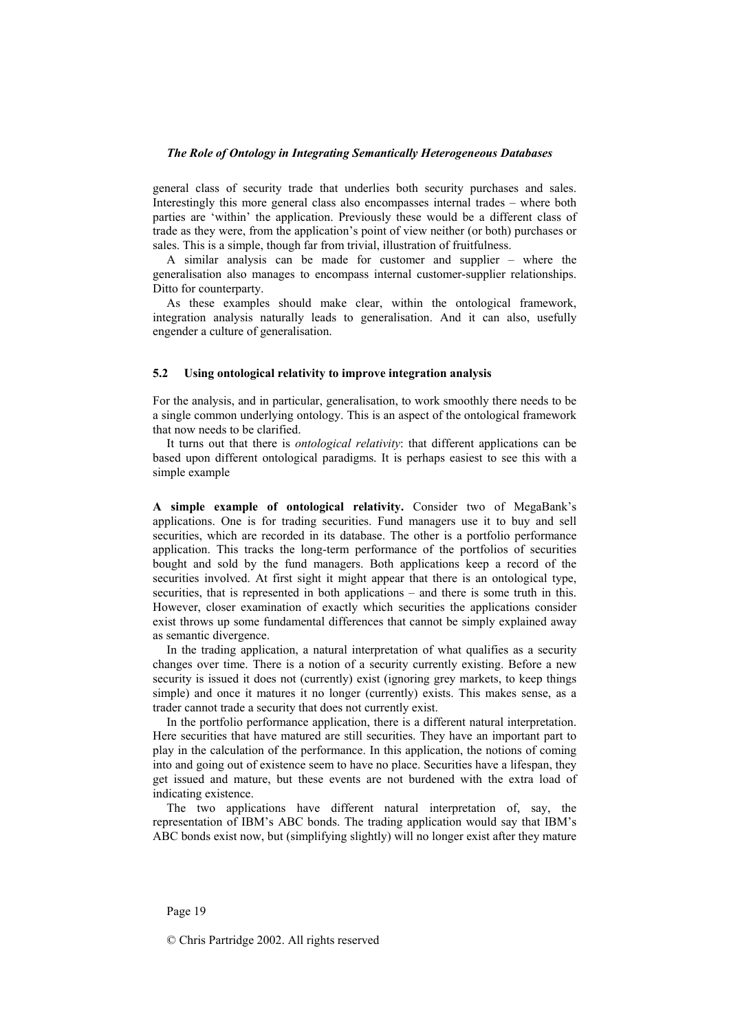general class of security trade that underlies both security purchases and sales. Interestingly this more general class also encompasses internal trades – where both parties are 'within' the application. Previously these would be a different class of trade as they were, from the application's point of view neither (or both) purchases or sales. This is a simple, though far from trivial, illustration of fruitfulness.

A similar analysis can be made for customer and supplier – where the generalisation also manages to encompass internal customer-supplier relationships. Ditto for counterparty.

As these examples should make clear, within the ontological framework, integration analysis naturally leads to generalisation. And it can also, usefully engender a culture of generalisation.

### 5.2 Using ontological relativity to improve integration analysis

For the analysis, and in particular, generalisation, to work smoothly there needs to be a single common underlying ontology. This is an aspect of the ontological framework that now needs to be clarified.

It turns out that there is *ontological relativity*: that different applications can be based upon different ontological paradigms. It is perhaps easiest to see this with a simple example

**A simple example of ontological relativity.** Consider two of MegaBank's applications. One is for trading securities. Fund managers use it to buy and sell securities, which are recorded in its database. The other is a portfolio performance application. This tracks the long-term performance of the portfolios of securities bought and sold by the fund managers. Both applications keep a record of the securities involved. At first sight it might appear that there is an ontological type, securities, that is represented in both applications – and there is some truth in this. However, closer examination of exactly which securities the applications consider exist throws up some fundamental differences that cannot be simply explained away as semantic divergence.

In the trading application, a natural interpretation of what qualifies as a security changes over time. There is a notion of a security currently existing. Before a new security is issued it does not (currently) exist (ignoring grey markets, to keep things simple) and once it matures it no longer (currently) exists. This makes sense, as a trader cannot trade a security that does not currently exist.

In the portfolio performance application, there is a different natural interpretation. Here securities that have matured are still securities. They have an important part to play in the calculation of the performance. In this application, the notions of coming into and going out of existence seem to have no place. Securities have a lifespan, they get issued and mature, but these events are not burdened with the extra load of indicating existence.

The two applications have different natural interpretation of, say, the representation of IBM's ABC bonds. The trading application would say that IBM's ABC bonds exist now, but (simplifying slightly) will no longer exist after they mature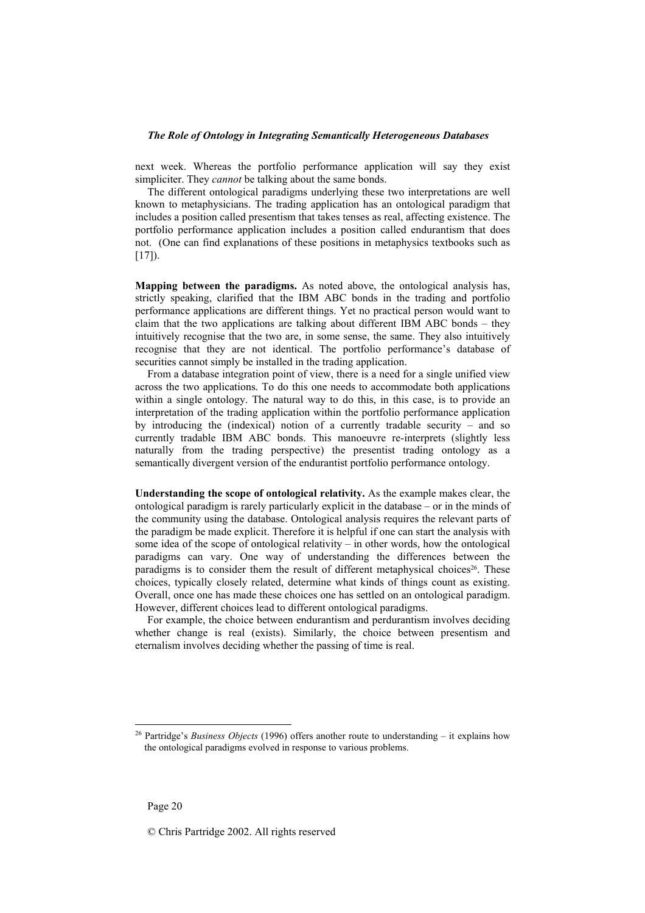next week. Whereas the portfolio performance application will say they exist simpliciter. They *cannot* be talking about the same bonds.

The different ontological paradigms underlying these two interpretations are well known to metaphysicians. The trading application has an ontological paradigm that includes a position called presentism that takes tenses as real, affecting existence. The portfolio performance application includes a position called endurantism that does not. (One can find explanations of these positions in metaphysics textbooks such as [17]).

**Mapping between the paradigms.** As noted above, the ontological analysis has, strictly speaking, clarified that the IBM ABC bonds in the trading and portfolio performance applications are different things. Yet no practical person would want to claim that the two applications are talking about different IBM ABC bonds – they intuitively recognise that the two are, in some sense, the same. They also intuitively recognise that they are not identical. The portfolio performance's database of securities cannot simply be installed in the trading application.

From a database integration point of view, there is a need for a single unified view across the two applications. To do this one needs to accommodate both applications within a single ontology. The natural way to do this, in this case, is to provide an interpretation of the trading application within the portfolio performance application by introducing the (indexical) notion of a currently tradable security – and so currently tradable IBM ABC bonds. This manoeuvre re-interprets (slightly less naturally from the trading perspective) the presentist trading ontology as a semantically divergent version of the endurantist portfolio performance ontology.

**Understanding the scope of ontological relativity.** As the example makes clear, the ontological paradigm is rarely particularly explicit in the database – or in the minds of the community using the database. Ontological analysis requires the relevant parts of the paradigm be made explicit. Therefore it is helpful if one can start the analysis with some idea of the scope of ontological relativity – in other words, how the ontological paradigms can vary. One way of understanding the differences between the paradigms is to consider them the result of different metaphysical choices[26]. These choices, typically closely related, determine what kinds of things count as existing. Overall, once one has made these choices one has settled on an ontological paradigm. However, different choices lead to different ontological paradigms.

For example, the choice between endurantism and perdurantism involves deciding whether change is real (exists). Similarly, the choice between presentism and eternalism involves deciding whether the passing of time is real.

[26] Partridge's *Business Objects* (1996) offers another route to understanding – it explains how the ontological paradigms evolved in response to various problems.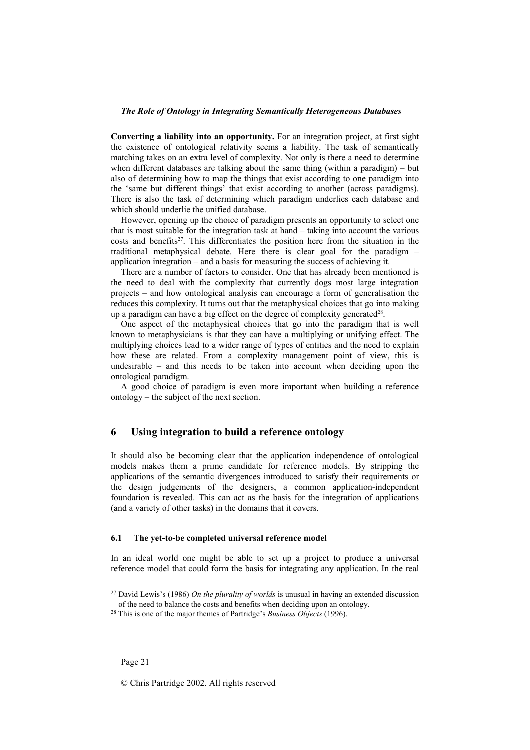**Converting a liability into an opportunity.** For an integration project, at first sight the existence of ontological relativity seems a liability. The task of semantically matching takes on an extra level of complexity. Not only is there a need to determine when different databases are talking about the same thing (within a paradigm) – but also of determining how to map the things that exist according to one paradigm into the 'same but different things' that exist according to another (across paradigms). There is also the task of determining which paradigm underlies each database and which should underlie the unified database.

However, opening up the choice of paradigm presents an opportunity to select one that is most suitable for the integration task at hand – taking into account the various costs and benefits[27]. This differentiates the position here from the situation in the traditional metaphysical debate. Here there is clear goal for the paradigm – application integration – and a basis for measuring the success of achieving it.

There are a number of factors to consider. One that has already been mentioned is the need to deal with the complexity that currently dogs most large integration projects – and how ontological analysis can encourage a form of generalisation the reduces this complexity. It turns out that the metaphysical choices that go into making up a paradigm can have a big effect on the degree of complexity generated[28].

One aspect of the metaphysical choices that go into the paradigm that is well known to metaphysicians is that they can have a multiplying or unifying effect. The multiplying choices lead to a wider range of types of entities and the need to explain how these are related. From a complexity management point of view, this is undesirable – and this needs to be taken into account when deciding upon the ontological paradigm.

A good choice of paradigm is even more important when building a reference ontology – the subject of the next section.

## 6 Using integration to build a reference ontology

It should also be becoming clear that the application independence of ontological models makes them a prime candidate for reference models. By stripping the applications of the semantic divergences introduced to satisfy their requirements or the design judgements of the designers, a common application-independent foundation is revealed. This can act as the basis for the integration of applications (and a variety of other tasks) in the domains that it covers.

### 6.1 The yet-to-be completed universal reference model

In an ideal world one might be able to set up a project to produce a universal reference model that could form the basis for integrating any application. In the real

[27] David Lewis's (1986) *On the plurality of worlds* is unusual in having an extended discussion of the need to balance the costs and benefits when deciding upon an ontology.

[28] This is one of the major themes of Partridge's *Business Objects* (1996).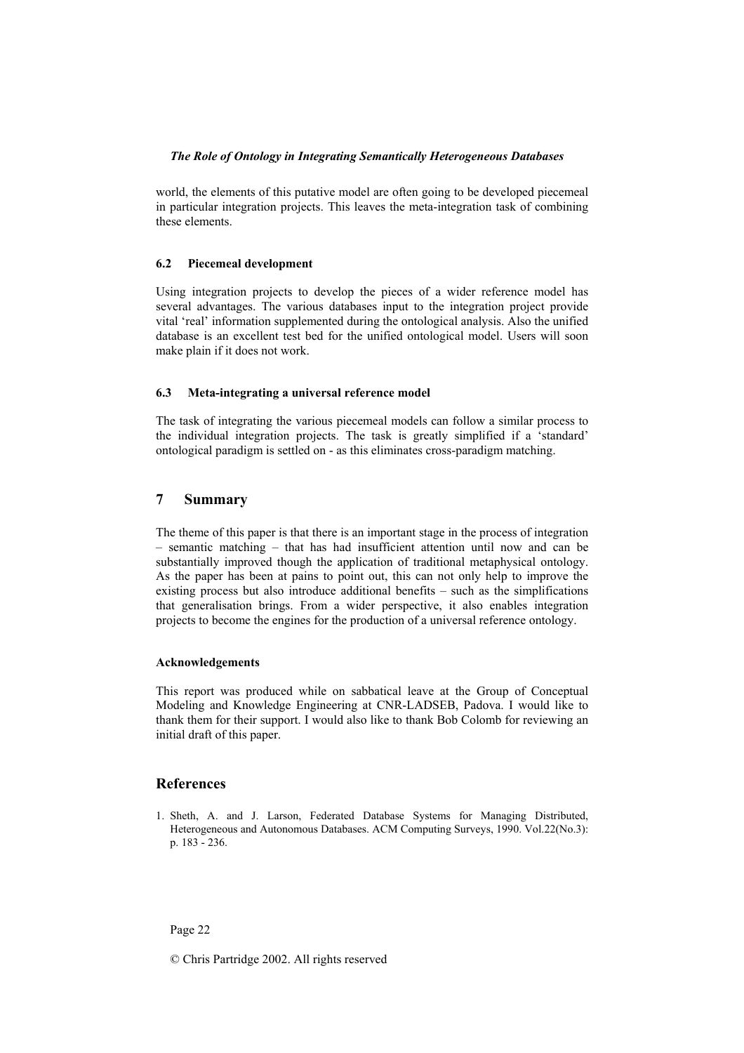world, the elements of this putative model are often going to be developed piecemeal in particular integration projects. This leaves the meta-integration task of combining these elements.

### 6.2 Piecemeal development

Using integration projects to develop the pieces of a wider reference model has several advantages. The various databases input to the integration project provide vital 'real' information supplemented during the ontological analysis. Also the unified database is an excellent test bed for the unified ontological model. Users will soon make plain if it does not work.

### 6.3 Meta-integrating a universal reference model

The task of integrating the various piecemeal models can follow a similar process to the individual integration projects. The task is greatly simplified if a 'standard' ontological paradigm is settled on - as this eliminates cross-paradigm matching.

## 7 Summary

The theme of this paper is that there is an important stage in the process of integration – semantic matching – that has had insufficient attention until now and can be substantially improved though the application of traditional metaphysical ontology. As the paper has been at pains to point out, this can not only help to improve the existing process but also introduce additional benefits – such as the simplifications that generalisation brings. From a wider perspective, it also enables integration projects to become the engines for the production of a universal reference ontology.

#### Acknowledgements

This report was produced while on sabbatical leave at the Group of Conceptual Modeling and Knowledge Engineering at CNR-LADSEB, Padova. I would like to thank them for their support. I would also like to thank Bob Colomb for reviewing an initial draft of this paper.

## References

1. Sheth, A. and J. Larson, Federated Database Systems for Managing Distributed, Heterogeneous and Autonomous Databases. ACM Computing Surveys, 1990. Vol.22(No.3): p. 183 - 236.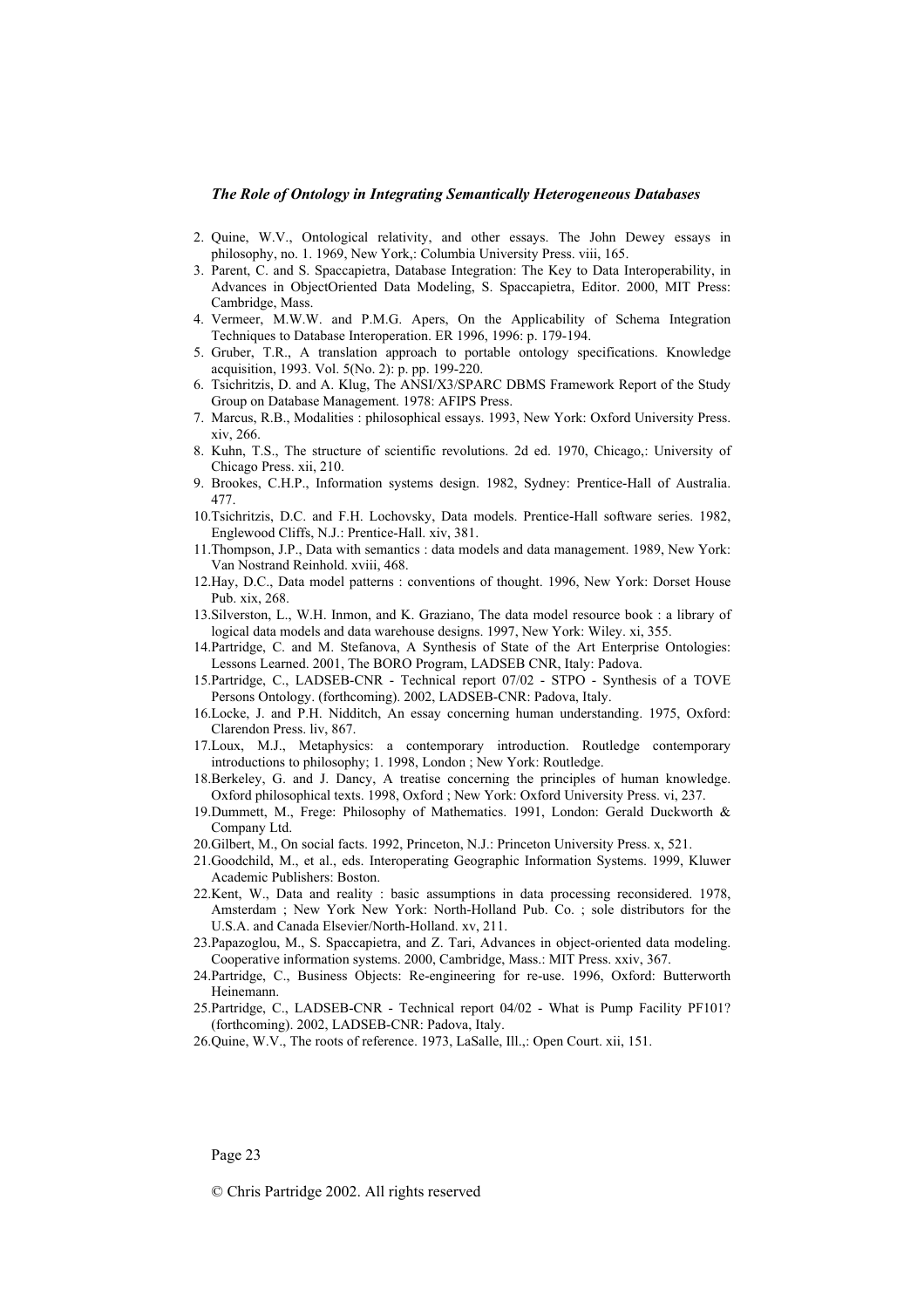2. Quine, W.V., Ontological relativity, and other essays. The John Dewey essays in philosophy, no. 1. 1969, New York,: Columbia University Press. viii, 165.
3. Parent, C. and S. Spaccapietra, Database Integration: The Key to Data Interoperability, in Advances in ObjectOriented Data Modeling, S. Spaccapietra, Editor. 2000, MIT Press: Cambridge, Mass.
4. Vermeer, M.W.W. and P.M.G. Apers, On the Applicability of Schema Integration Techniques to Database Interoperation. ER 1996, 1996: p. 179-194.
5. Gruber, T.R., A translation approach to portable ontology specifications. Knowledge acquisition, 1993. Vol. 5(No. 2): p. pp. 199-220.
6. Tsichritzis, D. and A. Klug, The ANSI/X3/SPARC DBMS Framework Report of the Study Group on Database Management. 1978: AFIPS Press.
7. Marcus, R.B., Modalities : philosophical essays. 1993, New York: Oxford University Press. xiv, 266.
8. Kuhn, T.S., The structure of scientific revolutions. 2d ed. 1970, Chicago,: University of Chicago Press. xii, 210.
9. Brookes, C.H.P., Information systems design. 1982, Sydney: Prentice-Hall of Australia. 477.
10. Tsichritzis, D.C. and F.H. Lochovsky, Data models. Prentice-Hall software series. 1982, Englewood Cliffs, N.J.: Prentice-Hall. xiv, 381.
11. Thompson, J.P., Data with semantics : data models and data management. 1989, New York: Van Nostrand Reinhold. xviii, 468.
12. Hay, D.C., Data model patterns : conventions of thought. 1996, New York: Dorset House Pub. xix, 268.
13. Silverston, L., W.H. Inmon, and K. Graziano, The data model resource book : a library of logical data models and data warehouse designs. 1997, New York: Wiley. xi, 355.
14. Partridge, C. and M. Stefanova, A Synthesis of State of the Art Enterprise Ontologies: Lessons Learned. 2001, The BORO Program, LADSEB CNR, Italy: Padova.
15. Partridge, C., LADSEB-CNR - Technical report 07/02 - STPO - Synthesis of a TOVE Persons Ontology. (forthcoming). 2002, LADSEB-CNR: Padova, Italy.
16. Locke, J. and P.H. Nidditch, An essay concerning human understanding. 1975, Oxford: Clarendon Press. liv, 867.
17. Loux, M.J., Metaphysics: a contemporary introduction. Routledge contemporary introductions to philosophy; 1. 1998, London ; New York: Routledge.
18. Berkeley, G. and J. Dancy, A treatise concerning the principles of human knowledge. Oxford philosophical texts. 1998, Oxford ; New York: Oxford University Press. vi, 237.
19. Dummett, M., Frege: Philosophy of Mathematics. 1991, London: Gerald Duckworth & Company Ltd.
20. Gilbert, M., On social facts. 1992, Princeton, N.J.: Princeton University Press. x, 521.
21. Goodchild, M., et al., eds. Interoperating Geographic Information Systems. 1999, Kluwer Academic Publishers: Boston.
22. Kent, W., Data and reality : basic assumptions in data processing reconsidered. 1978, Amsterdam ; New York New York: North-Holland Pub. Co. ; sole distributors for the U.S.A. and Canada Elsevier/North-Holland. xv, 211.
23. Papazoglou, M., S. Spaccapietra, and Z. Tari, Advances in object-oriented data modeling. Cooperative information systems. 2000, Cambridge, Mass.: MIT Press. xxiv, 367.
24. Partridge, C., Business Objects: Re-engineering for re-use. 1996, Oxford: Butterworth Heinemann.
25. Partridge, C., LADSEB-CNR - Technical report 04/02 - What is Pump Facility PF101? (forthcoming). 2002, LADSEB-CNR: Padova, Italy.
26. Quine, W.V., The roots of reference. 1973, LaSalle, Ill.,: Open Court. xii, 151.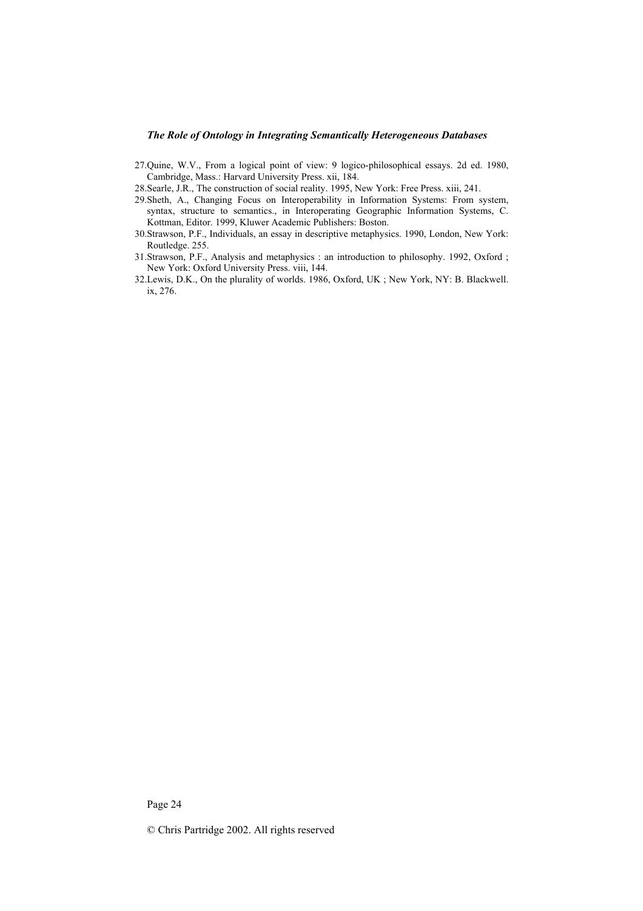27. Quine, W.V., From a logical point of view: 9 logico-philosophical essays. 2d ed. 1980, Cambridge, Mass.: Harvard University Press. xii, 184.
28. Searle, J.R., The construction of social reality. 1995, New York: Free Press. xiii, 241.
29. Sheth, A., Changing Focus on Interoperability in Information Systems: From system, syntax, structure to semantics., in Interoperating Geographic Information Systems, C. Kottman, Editor. 1999, Kluwer Academic Publishers: Boston.
30. Strawson, P.F., Individuals, an essay in descriptive metaphysics. 1990, London, New York: Routledge. 255.
31. Strawson, P.F., Analysis and metaphysics : an introduction to philosophy. 1992, Oxford ; New York: Oxford University Press. viii, 144.
32. Lewis, D.K., On the plurality of worlds. 1986, Oxford, UK ; New York, NY: B. Blackwell. ix, 276.

© Chris Partridge 2002. All rights reserved